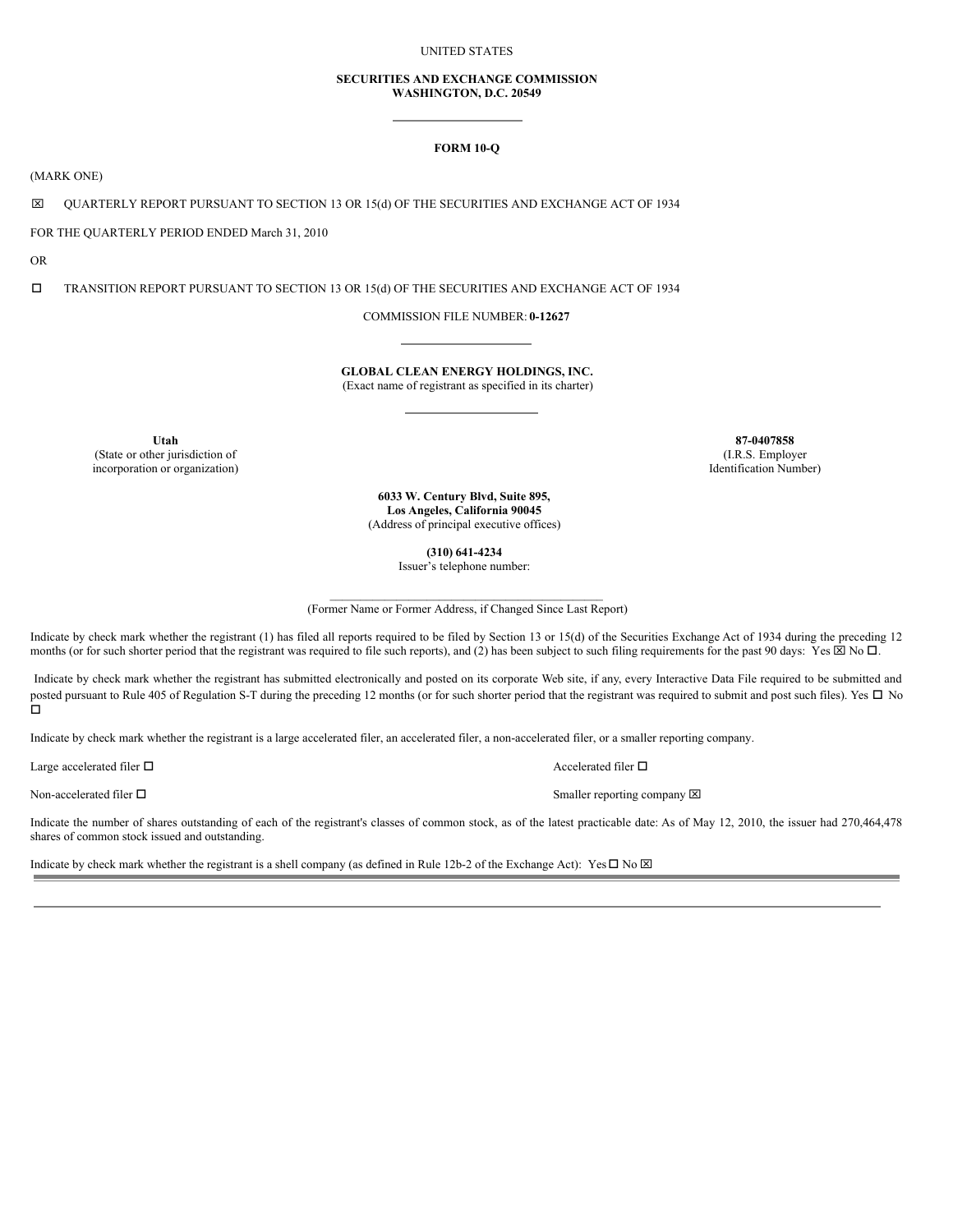UNITED STATES

**SECURITIES AND EXCHANGE COMMISSION**
**WASHINGTON, D.C. 20549**

---

**FORM 10-Q**

(MARK ONE)

☒ QUARTERLY REPORT PURSUANT TO SECTION 13 OR 15(d) OF THE SECURITIES AND EXCHANGE ACT OF 1934

FOR THE QUARTERLY PERIOD ENDED March 31, 2010

OR

☐ TRANSITION REPORT PURSUANT TO SECTION 13 OR 15(d) OF THE SECURITIES AND EXCHANGE ACT OF 1934

COMMISSION FILE NUMBER: **0-12627**

---

**GLOBAL CLEAN ENERGY HOLDINGS, INC.**
(Exact name of registrant as specified in its charter)

---

| **Utah** | **87-0407858** |
|---|---|
| (State or other jurisdiction of incorporation or organization) | (I.R.S. Employer Identification Number) |

**6033 W. Century Blvd, Suite 895,**
**Los Angeles, California 90045**
(Address of principal executive offices)

**(310) 641-4234**
Issuer's telephone number:

(Former Name or Former Address, if Changed Since Last Report)

Indicate by check mark whether the registrant (1) has filed all reports required to be filed by Section 13 or 15(d) of the Securities Exchange Act of 1934 during the preceding 12 months (or for such shorter period that the registrant was required to file such reports), and (2) has been subject to such filing requirements for the past 90 days: Yes ☒ No ☐.

Indicate by check mark whether the registrant has submitted electronically and posted on its corporate Web site, if any, every Interactive Data File required to be submitted and posted pursuant to Rule 405 of Regulation S-T during the preceding 12 months (or for such shorter period that the registrant was required to submit and post such files). Yes ☐ No ☐

Indicate by check mark whether the registrant is a large accelerated filer, an accelerated filer, a non-accelerated filer, or a smaller reporting company.

| | |
|---|---|
| Large accelerated filer ☐ | Accelerated filer ☐ |
| Non-accelerated filer ☐ | Smaller reporting company ☒ |

Indicate the number of shares outstanding of each of the registrant's classes of common stock, as of the latest practicable date: As of May 12, 2010, the issuer had 270,464,478 shares of common stock issued and outstanding.

Indicate by check mark whether the registrant is a shell company (as defined in Rule 12b-2 of the Exchange Act): Yes ☐ No ☒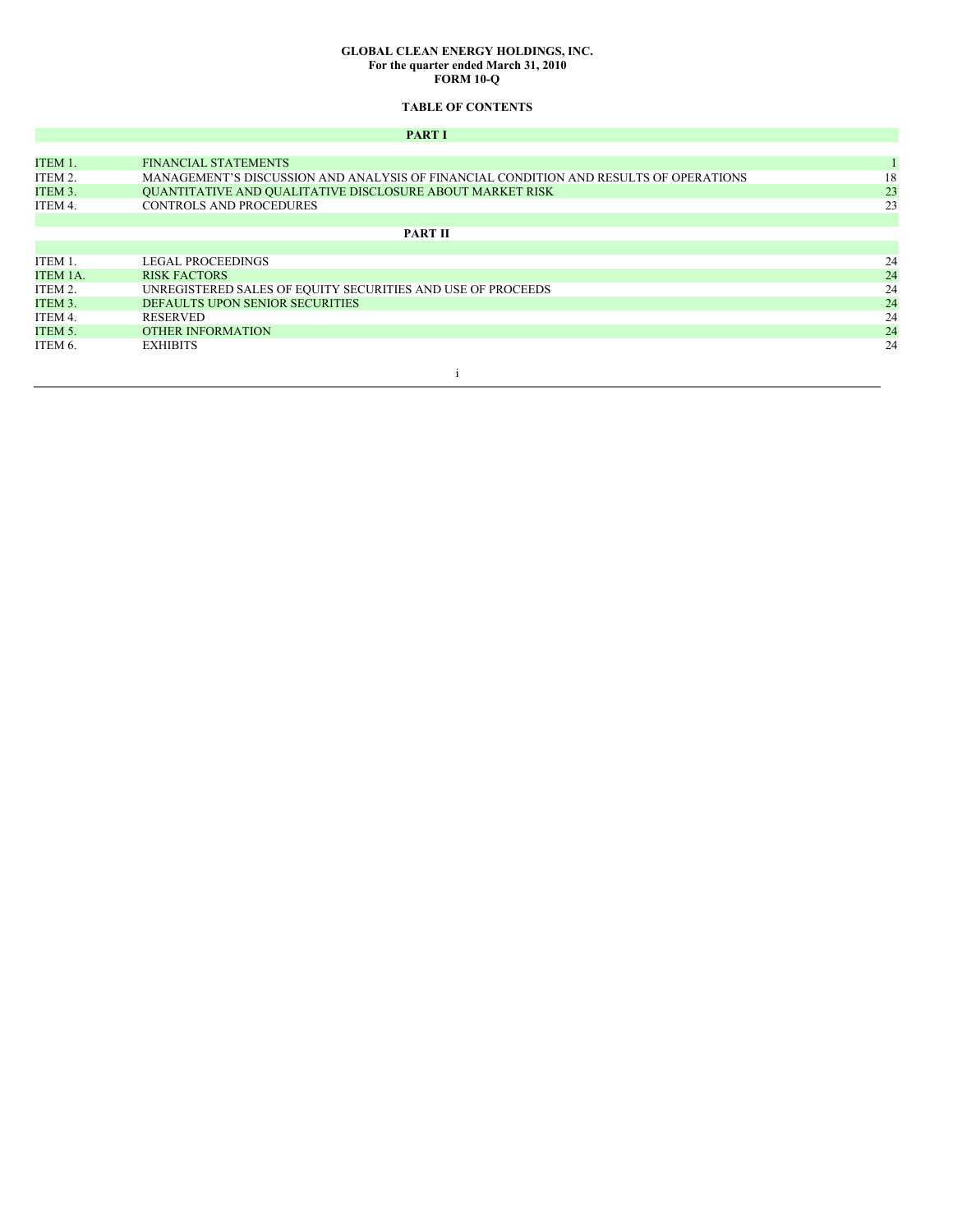**GLOBAL CLEAN ENERGY HOLDINGS, INC.**
**For the quarter ended March 31, 2010**
**FORM 10-Q**

**TABLE OF CONTENTS**

| | **PART I** | |
|---|---|---|
| ITEM 1. | FINANCIAL STATEMENTS | 1 |
| ITEM 2. | MANAGEMENT'S DISCUSSION AND ANALYSIS OF FINANCIAL CONDITION AND RESULTS OF OPERATIONS | 18 |
| ITEM 3. | QUANTITATIVE AND QUALITATIVE DISCLOSURE ABOUT MARKET RISK | 23 |
| ITEM 4. | CONTROLS AND PROCEDURES | 23 |
| | **PART II** | |
| ITEM 1. | LEGAL PROCEEDINGS | 24 |
| ITEM 1A. | RISK FACTORS | 24 |
| ITEM 2. | UNREGISTERED SALES OF EQUITY SECURITIES AND USE OF PROCEEDS | 24 |
| ITEM 3. | DEFAULTS UPON SENIOR SECURITIES | 24 |
| ITEM 4. | RESERVED | 24 |
| ITEM 5. | OTHER INFORMATION | 24 |
| ITEM 6. | EXHIBITS | 24 |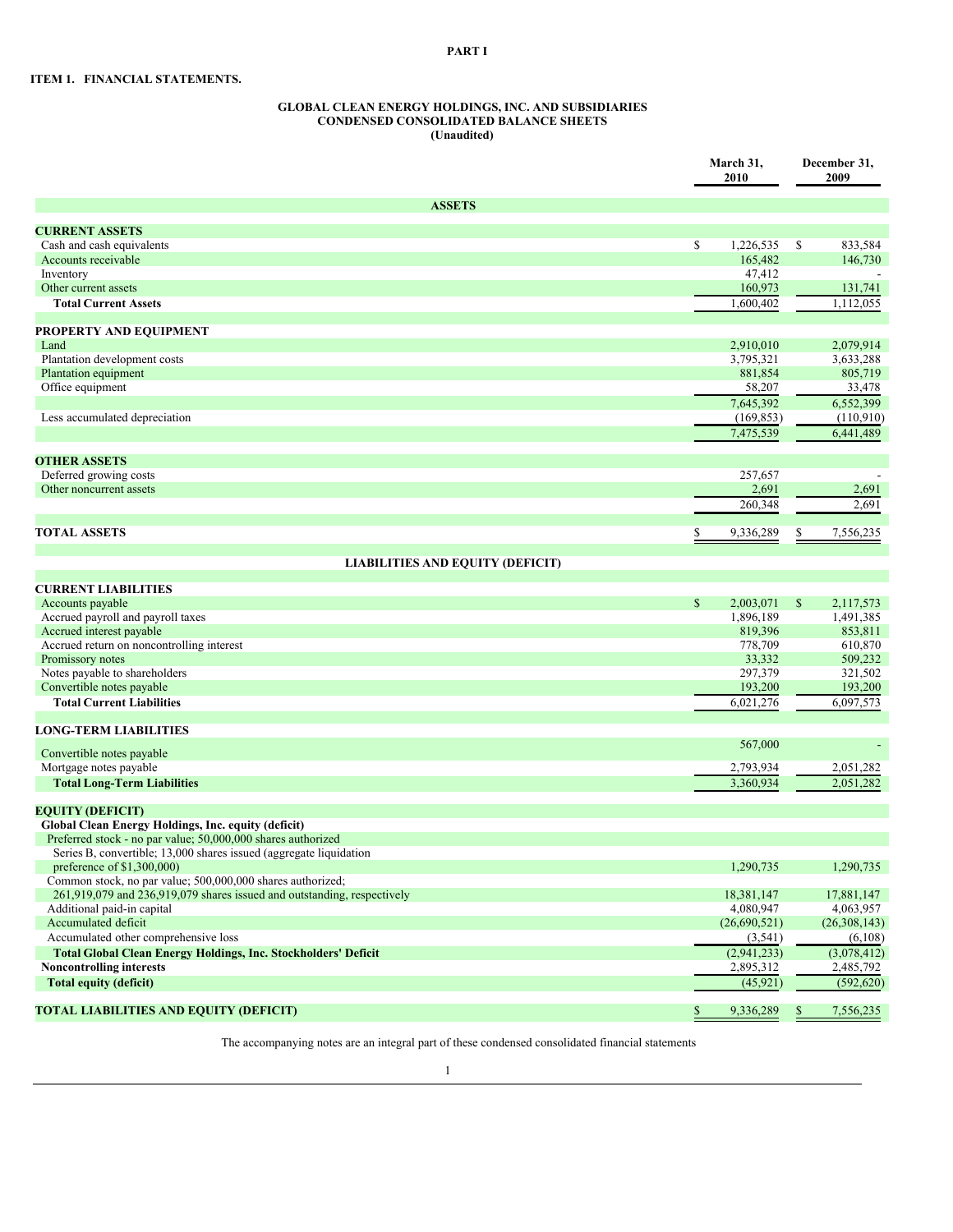**PART I**

**ITEM 1. FINANCIAL STATEMENTS.**

**GLOBAL CLEAN ENERGY HOLDINGS, INC. AND SUBSIDIARIES**
**CONDENSED CONSOLIDATED BALANCE SHEETS**
**(Unaudited)**

| | March 31, 2010 | December 31, 2009 |
|---|---|---|
| **ASSETS** | | |
| **CURRENT ASSETS** | | |
| Cash and cash equivalents | $ 1,226,535 | $ 833,584 |
| Accounts receivable | 165,482 | 146,730 |
| Inventory | 47,412 | - |
| Other current assets | 160,973 | 131,741 |
| **Total Current Assets** | 1,600,402 | 1,112,055 |
| **PROPERTY AND EQUIPMENT** | | |
| Land | 2,910,010 | 2,079,914 |
| Plantation development costs | 3,795,321 | 3,633,288 |
| Plantation equipment | 881,854 | 805,719 |
| Office equipment | 58,207 | 33,478 |
| | 7,645,392 | 6,552,399 |
| Less accumulated depreciation | (169,853) | (110,910) |
| | 7,475,539 | 6,441,489 |
| **OTHER ASSETS** | | |
| Deferred growing costs | 257,657 | - |
| Other noncurrent assets | 2,691 | 2,691 |
| | 260,348 | 2,691 |
| **TOTAL ASSETS** | $ 9,336,289 | $ 7,556,235 |
| **LIABILITIES AND EQUITY (DEFICIT)** | | |
| **CURRENT LIABILITIES** | | |
| Accounts payable | $ 2,003,071 | $ 2,117,573 |
| Accrued payroll and payroll taxes | 1,896,189 | 1,491,385 |
| Accrued interest payable | 819,396 | 853,811 |
| Accrued return on noncontrolling interest | 778,709 | 610,870 |
| Promissory notes | 33,332 | 509,232 |
| Notes payable to shareholders | 297,379 | 321,502 |
| Convertible notes payable | 193,200 | 193,200 |
| **Total Current Liabilities** | 6,021,276 | 6,097,573 |
| **LONG-TERM LIABILITIES** | | |
| Convertible notes payable | 567,000 | - |
| Mortgage notes payable | 2,793,934 | 2,051,282 |
| **Total Long-Term Liabilities** | 3,360,934 | 2,051,282 |
| **EQUITY (DEFICIT)** | | |
| **Global Clean Energy Holdings, Inc. equity (deficit)** | | |
| Preferred stock - no par value; 50,000,000 shares authorized Series B, convertible; 13,000 shares issued (aggregate liquidation preference of $1,300,000) | 1,290,735 | 1,290,735 |
| Common stock, no par value; 500,000,000 shares authorized; 261,919,079 and 236,919,079 shares issued and outstanding, respectively | 18,381,147 | 17,881,147 |
| Additional paid-in capital | 4,080,947 | 4,063,957 |
| Accumulated deficit | (26,690,521) | (26,308,143) |
| Accumulated other comprehensive loss | (3,541) | (6,108) |
| **Total Global Clean Energy Holdings, Inc. Stockholders' Deficit** | (2,941,233) | (3,078,412) |
| **Noncontrolling interests** | 2,895,312 | 2,485,792 |
| **Total equity (deficit)** | (45,921) | (592,620) |
| **TOTAL LIABILITIES AND EQUITY (DEFICIT)** | $ 9,336,289 | $ 7,556,235 |

The accompanying notes are an integral part of these condensed consolidated financial statements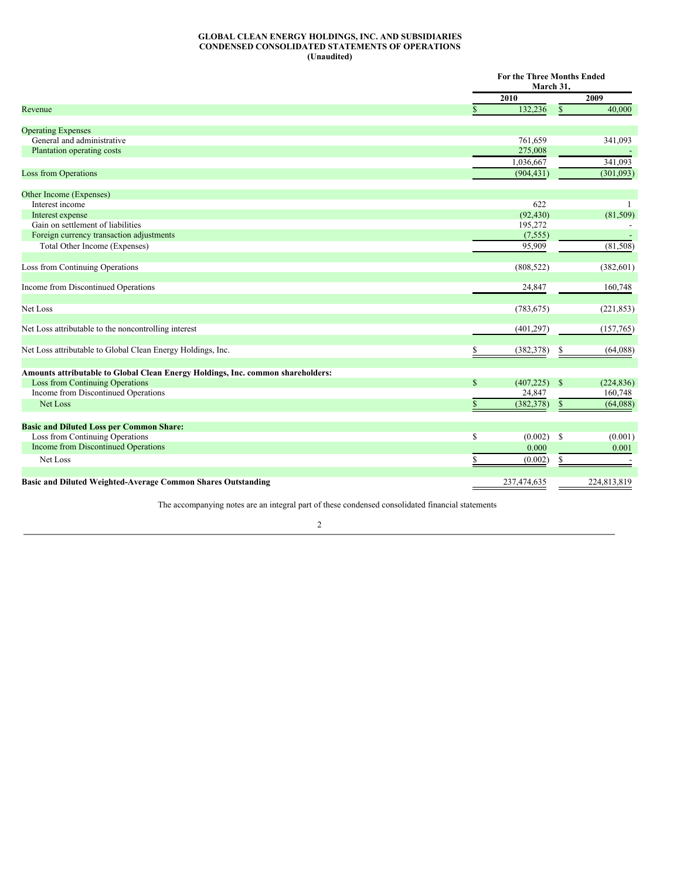**GLOBAL CLEAN ENERGY HOLDINGS, INC. AND SUBSIDIARIES**
**CONDENSED CONSOLIDATED STATEMENTS OF OPERATIONS**
**(Unaudited)**

| | For the Three Months Ended March 31, | |
|---|---|---|
| | **2010** | **2009** |
| Revenue | $ 132,236 | $ 40,000 |
| | | |
| Operating Expenses | | |
| General and administrative | 761,659 | 341,093 |
| Plantation operating costs | 275,008 | - |
| | 1,036,667 | 341,093 |
| Loss from Operations | (904,431) | (301,093) |
| | | |
| Other Income (Expenses) | | |
| Interest income | 622 | 1 |
| Interest expense | (92,430) | (81,509) |
| Gain on settlement of liabilities | 195,272 | - |
| Foreign currency transaction adjustments | (7,555) | - |
| Total Other Income (Expenses) | 95,909 | (81,508) |
| | | |
| Loss from Continuing Operations | (808,522) | (382,601) |
| | | |
| Income from Discontinued Operations | 24,847 | 160,748 |
| | | |
| Net Loss | (783,675) | (221,853) |
| | | |
| Net Loss attributable to the noncontrolling interest | (401,297) | (157,765) |
| | | |
| Net Loss attributable to Global Clean Energy Holdings, Inc. | $ (382,378) | $ (64,088) |
| | | |
| **Amounts attributable to Global Clean Energy Holdings, Inc. common shareholders:** | | |
| Loss from Continuing Operations | $ (407,225) | $ (224,836) |
| Income from Discontinued Operations | 24,847 | 160,748 |
| Net Loss | $ (382,378) | $ (64,088) |
| | | |
| **Basic and Diluted Loss per Common Share:** | | |
| Loss from Continuing Operations | $ (0.002) | $ (0.001) |
| Income from Discontinued Operations | 0.000 | 0.001 |
| Net Loss | $ (0.002) | $ - |
| | | |
| **Basic and Diluted Weighted-Average Common Shares Outstanding** | 237,474,635 | 224,813,819 |

The accompanying notes are an integral part of these condensed consolidated financial statements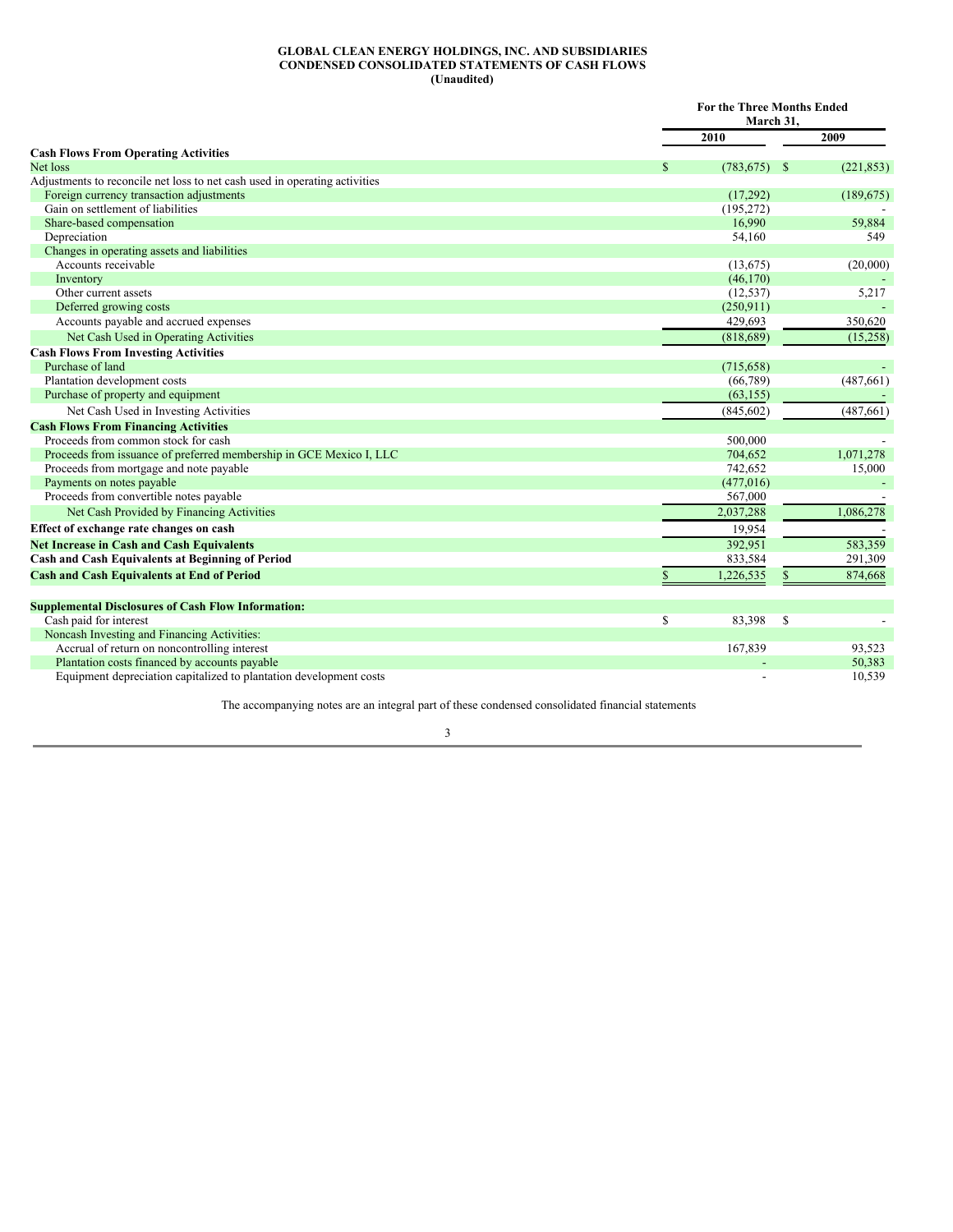**GLOBAL CLEAN ENERGY HOLDINGS, INC. AND SUBSIDIARIES**
**CONDENSED CONSOLIDATED STATEMENTS OF CASH FLOWS**
**(Unaudited)**

| | For the Three Months Ended March 31, | |
|---|---|---|
| | 2010 | 2009 |
| **Cash Flows From Operating Activities** | | |
| Net loss | $ (783,675) | $ (221,853) |
| Adjustments to reconcile net loss to net cash used in operating activities | | |
| Foreign currency transaction adjustments | (17,292) | (189,675) |
| Gain on settlement of liabilities | (195,272) | - |
| Share-based compensation | 16,990 | 59,884 |
| Depreciation | 54,160 | 549 |
| Changes in operating assets and liabilities | | |
| Accounts receivable | (13,675) | (20,000) |
| Inventory | (46,170) | - |
| Other current assets | (12,537) | 5,217 |
| Deferred growing costs | (250,911) | - |
| Accounts payable and accrued expenses | 429,693 | 350,620 |
| Net Cash Used in Operating Activities | (818,689) | (15,258) |
| **Cash Flows From Investing Activities** | | |
| Purchase of land | (715,658) | - |
| Plantation development costs | (66,789) | (487,661) |
| Purchase of property and equipment | (63,155) | - |
| Net Cash Used in Investing Activities | (845,602) | (487,661) |
| **Cash Flows From Financing Activities** | | |
| Proceeds from common stock for cash | 500,000 | - |
| Proceeds from issuance of preferred membership in GCE Mexico I, LLC | 704,652 | 1,071,278 |
| Proceeds from mortgage and note payable | 742,652 | 15,000 |
| Payments on notes payable | (477,016) | - |
| Proceeds from convertible notes payable | 567,000 | - |
| Net Cash Provided by Financing Activities | 2,037,288 | 1,086,278 |
| **Effect of exchange rate changes on cash** | 19,954 | - |
| **Net Increase in Cash and Cash Equivalents** | 392,951 | 583,359 |
| **Cash and Cash Equivalents at Beginning of Period** | 833,584 | 291,309 |
| **Cash and Cash Equivalents at End of Period** | $ 1,226,535 | $ 874,668 |
| | | |
| **Supplemental Disclosures of Cash Flow Information:** | | |
| Cash paid for interest | $ 83,398 | $ - |
| Noncash Investing and Financing Activities: | | |
| Accrual of return on noncontrolling interest | 167,839 | 93,523 |
| Plantation costs financed by accounts payable | - | 50,383 |
| Equipment depreciation capitalized to plantation development costs | - | 10,539 |

The accompanying notes are an integral part of these condensed consolidated financial statements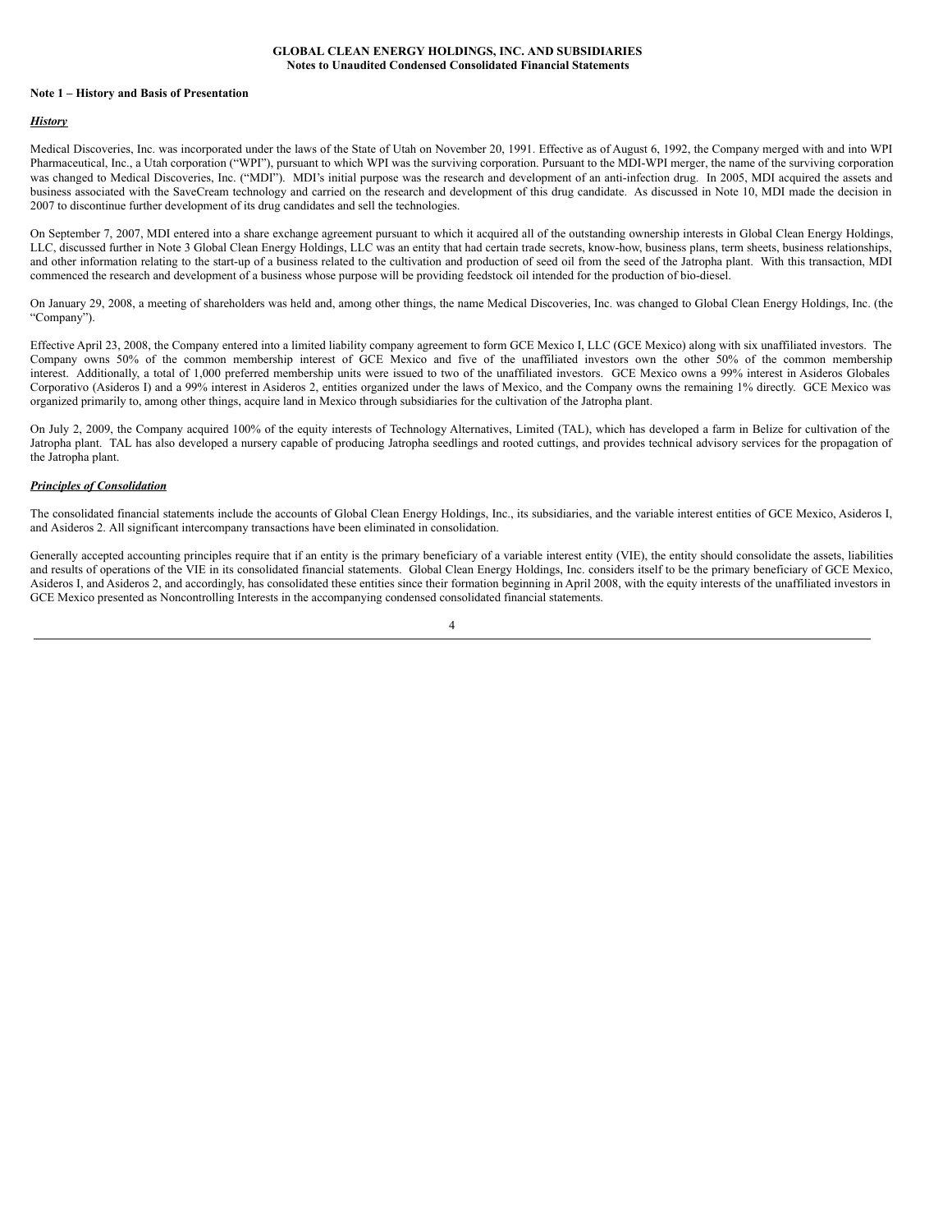**GLOBAL CLEAN ENERGY HOLDINGS, INC. AND SUBSIDIARIES**
**Notes to Unaudited Condensed Consolidated Financial Statements**

**Note 1 – History and Basis of Presentation**

***History***

Medical Discoveries, Inc. was incorporated under the laws of the State of Utah on November 20, 1991. Effective as of August 6, 1992, the Company merged with and into WPI Pharmaceutical, Inc., a Utah corporation ("WPI"), pursuant to which WPI was the surviving corporation. Pursuant to the MDI-WPI merger, the name of the surviving corporation was changed to Medical Discoveries, Inc. ("MDI"). MDI's initial purpose was the research and development of an anti-infection drug. In 2005, MDI acquired the assets and business associated with the SaveCream technology and carried on the research and development of this drug candidate. As discussed in Note 10, MDI made the decision in 2007 to discontinue further development of its drug candidates and sell the technologies.

On September 7, 2007, MDI entered into a share exchange agreement pursuant to which it acquired all of the outstanding ownership interests in Global Clean Energy Holdings, LLC, discussed further in Note 3 Global Clean Energy Holdings, LLC was an entity that had certain trade secrets, know-how, business plans, term sheets, business relationships, and other information relating to the start-up of a business related to the cultivation and production of seed oil from the seed of the Jatropha plant. With this transaction, MDI commenced the research and development of a business whose purpose will be providing feedstock oil intended for the production of bio-diesel.

On January 29, 2008, a meeting of shareholders was held and, among other things, the name Medical Discoveries, Inc. was changed to Global Clean Energy Holdings, Inc. (the "Company").

Effective April 23, 2008, the Company entered into a limited liability company agreement to form GCE Mexico I, LLC (GCE Mexico) along with six unaffiliated investors. The Company owns 50% of the common membership interest of GCE Mexico and five of the unaffiliated investors own the other 50% of the common membership interest. Additionally, a total of 1,000 preferred membership units were issued to two of the unaffiliated investors. GCE Mexico owns a 99% interest in Asideros Globales Corporativo (Asideros I) and a 99% interest in Asideros 2, entities organized under the laws of Mexico, and the Company owns the remaining 1% directly. GCE Mexico was organized primarily to, among other things, acquire land in Mexico through subsidiaries for the cultivation of the Jatropha plant.

On July 2, 2009, the Company acquired 100% of the equity interests of Technology Alternatives, Limited (TAL), which has developed a farm in Belize for cultivation of the Jatropha plant. TAL has also developed a nursery capable of producing Jatropha seedlings and rooted cuttings, and provides technical advisory services for the propagation of the Jatropha plant.

***Principles of Consolidation***

The consolidated financial statements include the accounts of Global Clean Energy Holdings, Inc., its subsidiaries, and the variable interest entities of GCE Mexico, Asideros I, and Asideros 2. All significant intercompany transactions have been eliminated in consolidation.

Generally accepted accounting principles require that if an entity is the primary beneficiary of a variable interest entity (VIE), the entity should consolidate the assets, liabilities and results of operations of the VIE in its consolidated financial statements. Global Clean Energy Holdings, Inc. considers itself to be the primary beneficiary of GCE Mexico, Asideros I, and Asideros 2, and accordingly, has consolidated these entities since their formation beginning in April 2008, with the equity interests of the unaffiliated investors in GCE Mexico presented as Noncontrolling Interests in the accompanying condensed consolidated financial statements.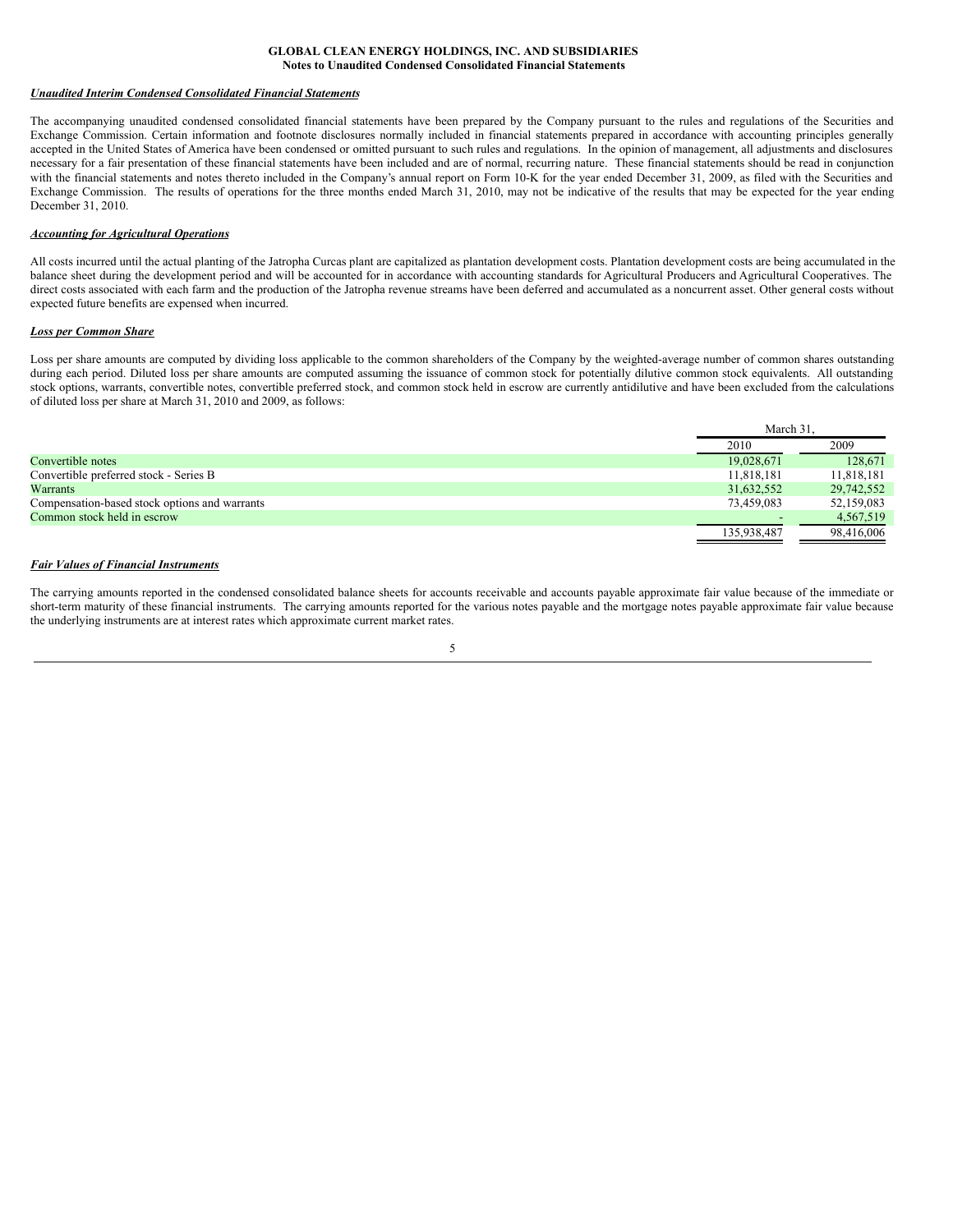**GLOBAL CLEAN ENERGY HOLDINGS, INC. AND SUBSIDIARIES**
**Notes to Unaudited Condensed Consolidated Financial Statements**

***Unaudited Interim Condensed Consolidated Financial Statements***

The accompanying unaudited condensed consolidated financial statements have been prepared by the Company pursuant to the rules and regulations of the Securities and Exchange Commission. Certain information and footnote disclosures normally included in financial statements prepared in accordance with accounting principles generally accepted in the United States of America have been condensed or omitted pursuant to such rules and regulations. In the opinion of management, all adjustments and disclosures necessary for a fair presentation of these financial statements have been included and are of normal, recurring nature. These financial statements should be read in conjunction with the financial statements and notes thereto included in the Company's annual report on Form 10-K for the year ended December 31, 2009, as filed with the Securities and Exchange Commission. The results of operations for the three months ended March 31, 2010, may not be indicative of the results that may be expected for the year ending December 31, 2010.

***Accounting for Agricultural Operations***

All costs incurred until the actual planting of the Jatropha Curcas plant are capitalized as plantation development costs. Plantation development costs are being accumulated in the balance sheet during the development period and will be accounted for in accordance with accounting standards for Agricultural Producers and Agricultural Cooperatives. The direct costs associated with each farm and the production of the Jatropha revenue streams have been deferred and accumulated as a noncurrent asset. Other general costs without expected future benefits are expensed when incurred.

***Loss per Common Share***

Loss per share amounts are computed by dividing loss applicable to the common shareholders of the Company by the weighted-average number of common shares outstanding during each period. Diluted loss per share amounts are computed assuming the issuance of common stock for potentially dilutive common stock equivalents. All outstanding stock options, warrants, convertible notes, convertible preferred stock, and common stock held in escrow are currently antidilutive and have been excluded from the calculations of diluted loss per share at March 31, 2010 and 2009, as follows:

| | March 31, | |
|---|---|---|
| | 2010 | 2009 |
| Convertible notes | 19,028,671 | 128,671 |
| Convertible preferred stock - Series B | 11,818,181 | 11,818,181 |
| Warrants | 31,632,552 | 29,742,552 |
| Compensation-based stock options and warrants | 73,459,083 | 52,159,083 |
| Common stock held in escrow | - | 4,567,519 |
| | 135,938,487 | 98,416,006 |

***Fair Values of Financial Instruments***

The carrying amounts reported in the condensed consolidated balance sheets for accounts receivable and accounts payable approximate fair value because of the immediate or short-term maturity of these financial instruments. The carrying amounts reported for the various notes payable and the mortgage notes payable approximate fair value because the underlying instruments are at interest rates which approximate current market rates.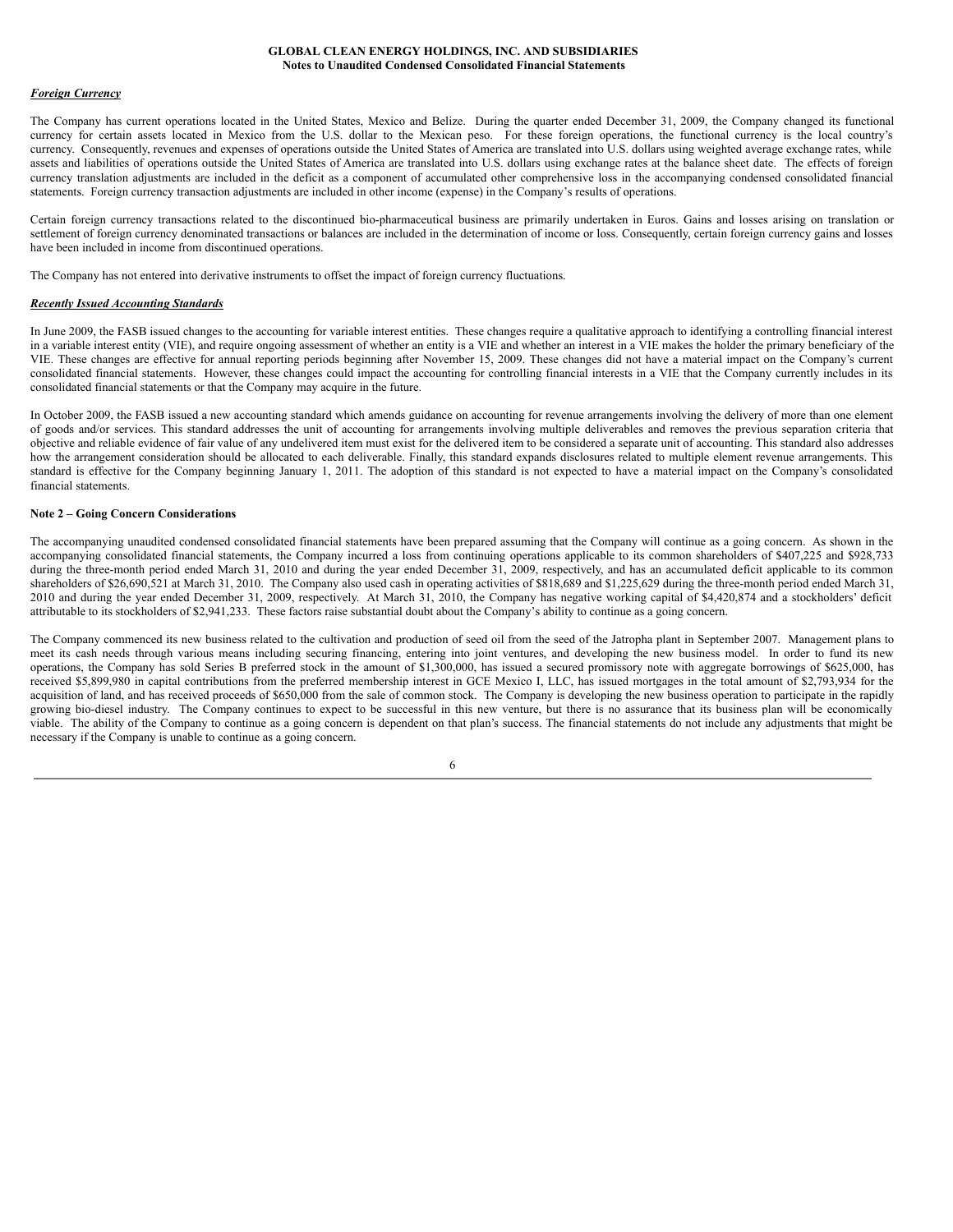***Foreign Currency***

The Company has current operations located in the United States, Mexico and Belize. During the quarter ended December 31, 2009, the Company changed its functional currency for certain assets located in Mexico from the U.S. dollar to the Mexican peso. For these foreign operations, the functional currency is the local country's currency. Consequently, revenues and expenses of operations outside the United States of America are translated into U.S. dollars using weighted average exchange rates, while assets and liabilities of operations outside the United States of America are translated into U.S. dollars using exchange rates at the balance sheet date. The effects of foreign currency translation adjustments are included in the deficit as a component of accumulated other comprehensive loss in the accompanying condensed consolidated financial statements. Foreign currency transaction adjustments are included in other income (expense) in the Company's results of operations.

Certain foreign currency transactions related to the discontinued bio-pharmaceutical business are primarily undertaken in Euros. Gains and losses arising on translation or settlement of foreign currency denominated transactions or balances are included in the determination of income or loss. Consequently, certain foreign currency gains and losses have been included in income from discontinued operations.

The Company has not entered into derivative instruments to offset the impact of foreign currency fluctuations.

***Recently Issued Accounting Standards***

In June 2009, the FASB issued changes to the accounting for variable interest entities. These changes require a qualitative approach to identifying a controlling financial interest in a variable interest entity (VIE), and require ongoing assessment of whether an entity is a VIE and whether an interest in a VIE makes the holder the primary beneficiary of the VIE. These changes are effective for annual reporting periods beginning after November 15, 2009. These changes did not have a material impact on the Company's current consolidated financial statements. However, these changes could impact the accounting for controlling financial interests in a VIE that the Company currently includes in its consolidated financial statements or that the Company may acquire in the future.

In October 2009, the FASB issued a new accounting standard which amends guidance on accounting for revenue arrangements involving the delivery of more than one element of goods and/or services. This standard addresses the unit of accounting for arrangements involving multiple deliverables and removes the previous separation criteria that objective and reliable evidence of fair value of any undelivered item must exist for the delivered item to be considered a separate unit of accounting. This standard also addresses how the arrangement consideration should be allocated to each deliverable. Finally, this standard expands disclosures related to multiple element revenue arrangements. This standard is effective for the Company beginning January 1, 2011. The adoption of this standard is not expected to have a material impact on the Company's consolidated financial statements.

**Note 2 – Going Concern Considerations**

The accompanying unaudited condensed consolidated financial statements have been prepared assuming that the Company will continue as a going concern. As shown in the accompanying consolidated financial statements, the Company incurred a loss from continuing operations applicable to its common shareholders of $407,225 and $928,733 during the three-month period ended March 31, 2010 and during the year ended December 31, 2009, respectively, and has an accumulated deficit applicable to its common shareholders of $26,690,521 at March 31, 2010. The Company also used cash in operating activities of $818,689 and $1,225,629 during the three-month period ended March 31, 2010 and during the year ended December 31, 2009, respectively. At March 31, 2010, the Company has negative working capital of $4,420,874 and a stockholders' deficit attributable to its stockholders of $2,941,233. These factors raise substantial doubt about the Company's ability to continue as a going concern.

The Company commenced its new business related to the cultivation and production of seed oil from the seed of the Jatropha plant in September 2007. Management plans to meet its cash needs through various means including securing financing, entering into joint ventures, and developing the new business model. In order to fund its new operations, the Company has sold Series B preferred stock in the amount of $1,300,000, has issued a secured promissory note with aggregate borrowings of $625,000, has received $5,899,980 in capital contributions from the preferred membership interest in GCE Mexico I, LLC, has issued mortgages in the total amount of $2,793,934 for the acquisition of land, and has received proceeds of $650,000 from the sale of common stock. The Company is developing the new business operation to participate in the rapidly growing bio-diesel industry. The Company continues to expect to be successful in this new venture, but there is no assurance that its business plan will be economically viable. The ability of the Company to continue as a going concern is dependent on that plan's success. The financial statements do not include any adjustments that might be necessary if the Company is unable to continue as a going concern.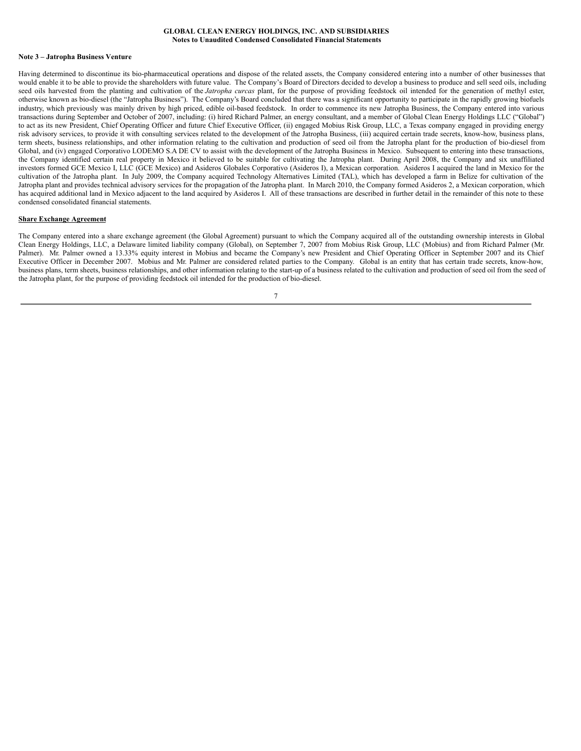**Note 3 – Jatropha Business Venture**

Having determined to discontinue its bio-pharmaceutical operations and dispose of the related assets, the Company considered entering into a number of other businesses that would enable it to be able to provide the shareholders with future value. The Company's Board of Directors decided to develop a business to produce and sell seed oils, including seed oils harvested from the planting and cultivation of the *Jatropha curcas* plant, for the purpose of providing feedstock oil intended for the generation of methyl ester, otherwise known as bio-diesel (the "Jatropha Business"). The Company's Board concluded that there was a significant opportunity to participate in the rapidly growing biofuels industry, which previously was mainly driven by high priced, edible oil-based feedstock. In order to commence its new Jatropha Business, the Company entered into various transactions during September and October of 2007, including: (i) hired Richard Palmer, an energy consultant, and a member of Global Clean Energy Holdings LLC ("Global") to act as its new President, Chief Operating Officer and future Chief Executive Officer, (ii) engaged Mobius Risk Group, LLC, a Texas company engaged in providing energy risk advisory services, to provide it with consulting services related to the development of the Jatropha Business, (iii) acquired certain trade secrets, know-how, business plans, term sheets, business relationships, and other information relating to the cultivation and production of seed oil from the Jatropha plant for the production of bio-diesel from Global, and (iv) engaged Corporativo LODEMO S.A DE CV to assist with the development of the Jatropha Business in Mexico. Subsequent to entering into these transactions, the Company identified certain real property in Mexico it believed to be suitable for cultivating the Jatropha plant. During April 2008, the Company and six unaffiliated investors formed GCE Mexico I, LLC (GCE Mexico) and Asideros Globales Corporativo (Asideros I), a Mexican corporation. Asideros I acquired the land in Mexico for the cultivation of the Jatropha plant. In July 2009, the Company acquired Technology Alternatives Limited (TAL), which has developed a farm in Belize for cultivation of the Jatropha plant and provides technical advisory services for the propagation of the Jatropha plant. In March 2010, the Company formed Asideros 2, a Mexican corporation, which has acquired additional land in Mexico adjacent to the land acquired by Asideros I. All of these transactions are described in further detail in the remainder of this note to these condensed consolidated financial statements.

**Share Exchange Agreement**

The Company entered into a share exchange agreement (the Global Agreement) pursuant to which the Company acquired all of the outstanding ownership interests in Global Clean Energy Holdings, LLC, a Delaware limited liability company (Global), on September 7, 2007 from Mobius Risk Group, LLC (Mobius) and from Richard Palmer (Mr. Palmer). Mr. Palmer owned a 13.33% equity interest in Mobius and became the Company's new President and Chief Operating Officer in September 2007 and its Chief Executive Officer in December 2007. Mobius and Mr. Palmer are considered related parties to the Company. Global is an entity that has certain trade secrets, know-how, business plans, term sheets, business relationships, and other information relating to the start-up of a business related to the cultivation and production of seed oil from the seed of the Jatropha plant, for the purpose of providing feedstock oil intended for the production of bio-diesel.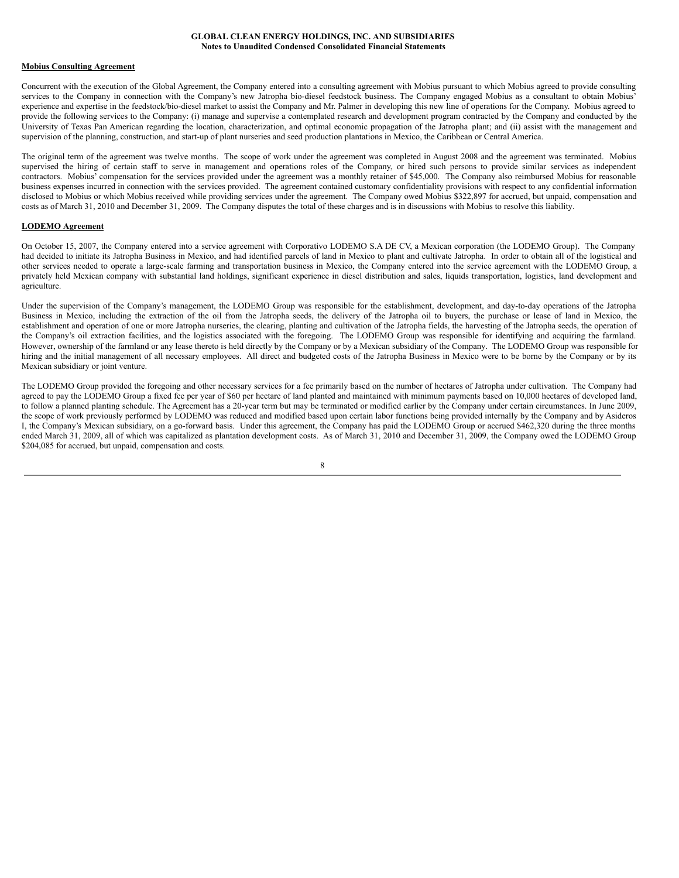**Mobius Consulting Agreement**

Concurrent with the execution of the Global Agreement, the Company entered into a consulting agreement with Mobius pursuant to which Mobius agreed to provide consulting services to the Company in connection with the Company's new Jatropha bio-diesel feedstock business. The Company engaged Mobius as a consultant to obtain Mobius' experience and expertise in the feedstock/bio-diesel market to assist the Company and Mr. Palmer in developing this new line of operations for the Company. Mobius agreed to provide the following services to the Company: (i) manage and supervise a contemplated research and development program contracted by the Company and conducted by the University of Texas Pan American regarding the location, characterization, and optimal economic propagation of the Jatropha plant; and (ii) assist with the management and supervision of the planning, construction, and start-up of plant nurseries and seed production plantations in Mexico, the Caribbean or Central America.

The original term of the agreement was twelve months. The scope of work under the agreement was completed in August 2008 and the agreement was terminated. Mobius supervised the hiring of certain staff to serve in management and operations roles of the Company, or hired such persons to provide similar services as independent contractors. Mobius' compensation for the services provided under the agreement was a monthly retainer of $45,000. The Company also reimbursed Mobius for reasonable business expenses incurred in connection with the services provided. The agreement contained customary confidentiality provisions with respect to any confidential information disclosed to Mobius or which Mobius received while providing services under the agreement. The Company owed Mobius $322,897 for accrued, but unpaid, compensation and costs as of March 31, 2010 and December 31, 2009. The Company disputes the total of these charges and is in discussions with Mobius to resolve this liability.

**LODEMO Agreement**

On October 15, 2007, the Company entered into a service agreement with Corporativo LODEMO S.A DE CV, a Mexican corporation (the LODEMO Group). The Company had decided to initiate its Jatropha Business in Mexico, and had identified parcels of land in Mexico to plant and cultivate Jatropha. In order to obtain all of the logistical and other services needed to operate a large-scale farming and transportation business in Mexico, the Company entered into the service agreement with the LODEMO Group, a privately held Mexican company with substantial land holdings, significant experience in diesel distribution and sales, liquids transportation, logistics, land development and agriculture.

Under the supervision of the Company's management, the LODEMO Group was responsible for the establishment, development, and day-to-day operations of the Jatropha Business in Mexico, including the extraction of the oil from the Jatropha seeds, the delivery of the Jatropha oil to buyers, the purchase or lease of land in Mexico, the establishment and operation of one or more Jatropha nurseries, the clearing, planting and cultivation of the Jatropha fields, the harvesting of the Jatropha seeds, the operation of the Company's oil extraction facilities, and the logistics associated with the foregoing. The LODEMO Group was responsible for identifying and acquiring the farmland. However, ownership of the farmland or any lease thereto is held directly by the Company or by a Mexican subsidiary of the Company. The LODEMO Group was responsible for hiring and the initial management of all necessary employees. All direct and budgeted costs of the Jatropha Business in Mexico were to be borne by the Company or by its Mexican subsidiary or joint venture.

The LODEMO Group provided the foregoing and other necessary services for a fee primarily based on the number of hectares of Jatropha under cultivation. The Company had agreed to pay the LODEMO Group a fixed fee per year of $60 per hectare of land planted and maintained with minimum payments based on 10,000 hectares of developed land, to follow a planned planting schedule. The Agreement has a 20-year term but may be terminated or modified earlier by the Company under certain circumstances. In June 2009, the scope of work previously performed by LODEMO was reduced and modified based upon certain labor functions being provided internally by the Company and by Asideros I, the Company's Mexican subsidiary, on a go-forward basis. Under this agreement, the Company has paid the LODEMO Group or accrued $462,320 during the three months ended March 31, 2009, all of which was capitalized as plantation development costs. As of March 31, 2010 and December 31, 2009, the Company owed the LODEMO Group $204,085 for accrued, but unpaid, compensation and costs.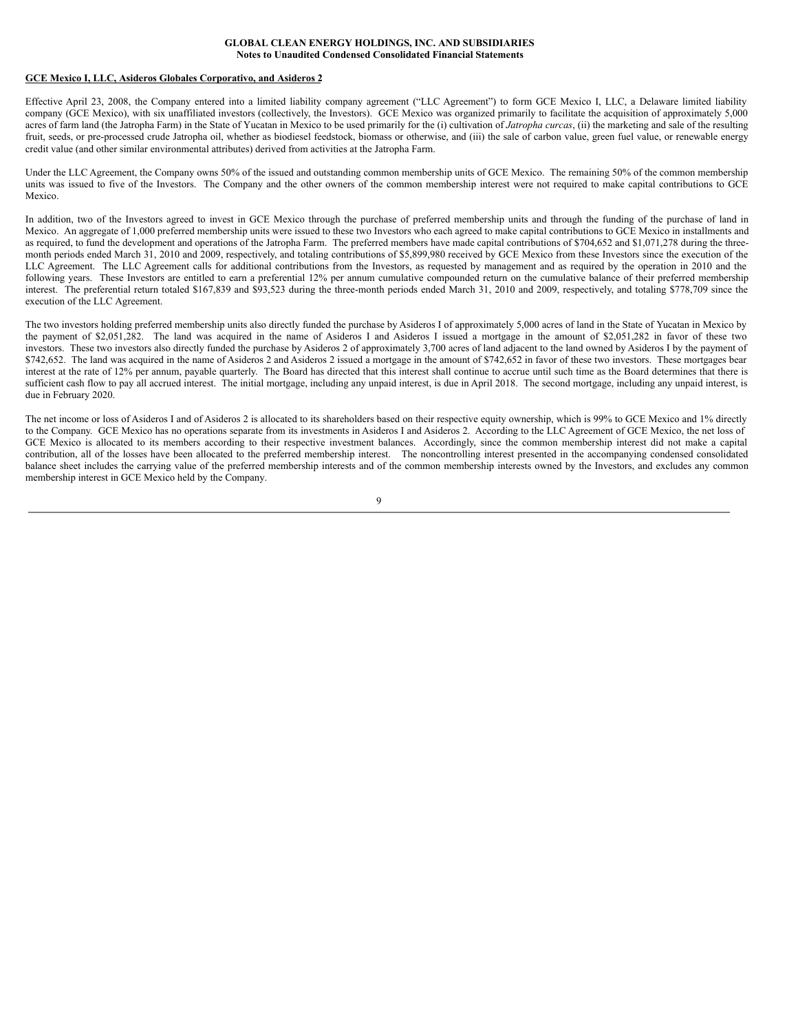**GCE Mexico I, LLC, Asideros Globales Corporativo, and Asideros 2**

Effective April 23, 2008, the Company entered into a limited liability company agreement ("LLC Agreement") to form GCE Mexico I, LLC, a Delaware limited liability company (GCE Mexico), with six unaffiliated investors (collectively, the Investors). GCE Mexico was organized primarily to facilitate the acquisition of approximately 5,000 acres of farm land (the Jatropha Farm) in the State of Yucatan in Mexico to be used primarily for the (i) cultivation of *Jatropha curcas*, (ii) the marketing and sale of the resulting fruit, seeds, or pre-processed crude Jatropha oil, whether as biodiesel feedstock, biomass or otherwise, and (iii) the sale of carbon value, green fuel value, or renewable energy credit value (and other similar environmental attributes) derived from activities at the Jatropha Farm.

Under the LLC Agreement, the Company owns 50% of the issued and outstanding common membership units of GCE Mexico. The remaining 50% of the common membership units was issued to five of the Investors. The Company and the other owners of the common membership interest were not required to make capital contributions to GCE Mexico.

In addition, two of the Investors agreed to invest in GCE Mexico through the purchase of preferred membership units and through the funding of the purchase of land in Mexico. An aggregate of 1,000 preferred membership units were issued to these two Investors who each agreed to make capital contributions to GCE Mexico in installments and as required, to fund the development and operations of the Jatropha Farm. The preferred members have made capital contributions of $704,652 and $1,071,278 during the three-month periods ended March 31, 2010 and 2009, respectively, and totaling contributions of $5,899,980 received by GCE Mexico from these Investors since the execution of the LLC Agreement. The LLC Agreement calls for additional contributions from the Investors, as requested by management and as required by the operation in 2010 and the following years. These Investors are entitled to earn a preferential 12% per annum cumulative compounded return on the cumulative balance of their preferred membership interest. The preferential return totaled $167,839 and $93,523 during the three-month periods ended March 31, 2010 and 2009, respectively, and totaling $778,709 since the execution of the LLC Agreement.

The two investors holding preferred membership units also directly funded the purchase by Asideros I of approximately 5,000 acres of land in the State of Yucatan in Mexico by the payment of $2,051,282. The land was acquired in the name of Asideros I and Asideros I issued a mortgage in the amount of $2,051,282 in favor of these two investors. These two investors also directly funded the purchase by Asideros 2 of approximately 3,700 acres of land adjacent to the land owned by Asideros I by the payment of $742,652. The land was acquired in the name of Asideros 2 and Asideros 2 issued a mortgage in the amount of $742,652 in favor of these two investors. These mortgages bear interest at the rate of 12% per annum, payable quarterly. The Board has directed that this interest shall continue to accrue until such time as the Board determines that there is sufficient cash flow to pay all accrued interest. The initial mortgage, including any unpaid interest, is due in April 2018. The second mortgage, including any unpaid interest, is due in February 2020.

The net income or loss of Asideros I and of Asideros 2 is allocated to its shareholders based on their respective equity ownership, which is 99% to GCE Mexico and 1% directly to the Company. GCE Mexico has no operations separate from its investments in Asideros I and Asideros 2. According to the LLC Agreement of GCE Mexico, the net loss of GCE Mexico is allocated to its members according to their respective investment balances. Accordingly, since the common membership interest did not make a capital contribution, all of the losses have been allocated to the preferred membership interest. The noncontrolling interest presented in the accompanying condensed consolidated balance sheet includes the carrying value of the preferred membership interests and of the common membership interests owned by the Investors, and excludes any common membership interest in GCE Mexico held by the Company.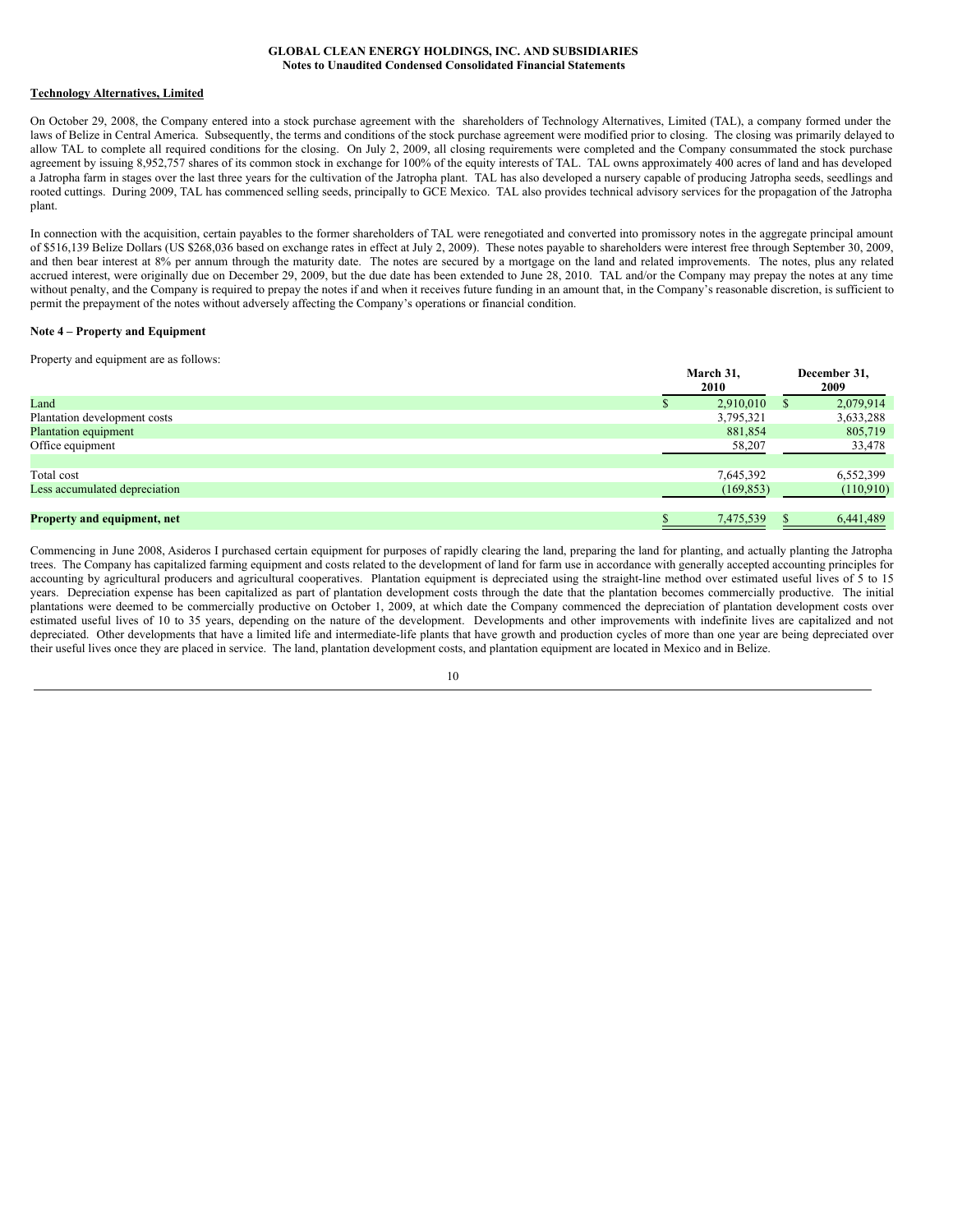**Technology Alternatives, Limited**

On October 29, 2008, the Company entered into a stock purchase agreement with the shareholders of Technology Alternatives, Limited (TAL), a company formed under the laws of Belize in Central America. Subsequently, the terms and conditions of the stock purchase agreement were modified prior to closing. The closing was primarily delayed to allow TAL to complete all required conditions for the closing. On July 2, 2009, all closing requirements were completed and the Company consummated the stock purchase agreement by issuing 8,952,757 shares of its common stock in exchange for 100% of the equity interests of TAL. TAL owns approximately 400 acres of land and has developed a Jatropha farm in stages over the last three years for the cultivation of the Jatropha plant. TAL has also developed a nursery capable of producing Jatropha seeds, seedlings and rooted cuttings. During 2009, TAL has commenced selling seeds, principally to GCE Mexico. TAL also provides technical advisory services for the propagation of the Jatropha plant.

In connection with the acquisition, certain payables to the former shareholders of TAL were renegotiated and converted into promissory notes in the aggregate principal amount of $516,139 Belize Dollars (US $268,036 based on exchange rates in effect at July 2, 2009). These notes payable to shareholders were interest free through September 30, 2009, and then bear interest at 8% per annum through the maturity date. The notes are secured by a mortgage on the land and related improvements. The notes, plus any related accrued interest, were originally due on December 29, 2009, but the due date has been extended to June 28, 2010. TAL and/or the Company may prepay the notes at any time without penalty, and the Company is required to prepay the notes if and when it receives future funding in an amount that, in the Company's reasonable discretion, is sufficient to permit the prepayment of the notes without adversely affecting the Company's operations or financial condition.

**Note 4 – Property and Equipment**

Property and equipment are as follows:

| | March 31, 2010 | December 31, 2009 |
|---|---|---|
| Land | $ 2,910,010 | $ 2,079,914 |
| Plantation development costs | 3,795,321 | 3,633,288 |
| Plantation equipment | 881,854 | 805,719 |
| Office equipment | 58,207 | 33,478 |
| Total cost | 7,645,392 | 6,552,399 |
| Less accumulated depreciation | (169,853) | (110,910) |
| **Property and equipment, net** | $ 7,475,539 | $ 6,441,489 |

Commencing in June 2008, Asideros I purchased certain equipment for purposes of rapidly clearing the land, preparing the land for planting, and actually planting the Jatropha trees. The Company has capitalized farming equipment and costs related to the development of land for farm use in accordance with generally accepted accounting principles for accounting by agricultural producers and agricultural cooperatives. Plantation equipment is depreciated using the straight-line method over estimated useful lives of 5 to 15 years. Depreciation expense has been capitalized as part of plantation development costs through the date that the plantation becomes commercially productive. The initial plantations were deemed to be commercially productive on October 1, 2009, at which date the Company commenced the depreciation of plantation development costs over estimated useful lives of 10 to 35 years, depending on the nature of the development. Developments and other improvements with indefinite lives are capitalized and not depreciated. Other developments that have a limited life and intermediate-life plants that have growth and production cycles of more than one year are being depreciated over their useful lives once they are placed in service. The land, plantation development costs, and plantation equipment are located in Mexico and in Belize.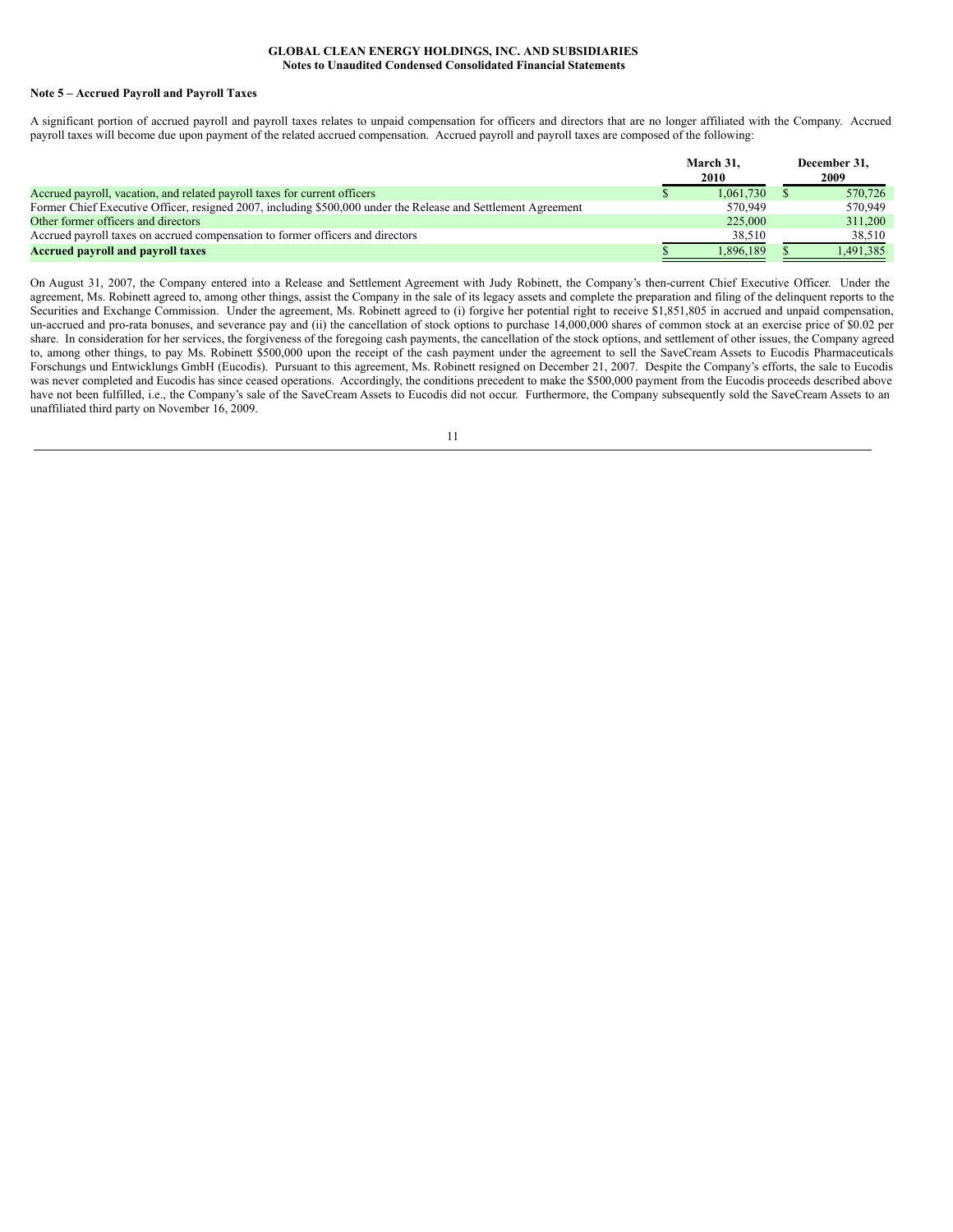**GLOBAL CLEAN ENERGY HOLDINGS, INC. AND SUBSIDIARIES**
**Notes to Unaudited Condensed Consolidated Financial Statements**

**Note 5 – Accrued Payroll and Payroll Taxes**

A significant portion of accrued payroll and payroll taxes relates to unpaid compensation for officers and directors that are no longer affiliated with the Company. Accrued payroll taxes will become due upon payment of the related accrued compensation. Accrued payroll and payroll taxes are composed of the following:

| | March 31, 2010 | December 31, 2009 |
|---|---|---|
| Accrued payroll, vacation, and related payroll taxes for current officers | $ 1,061,730 | $ 570,726 |
| Former Chief Executive Officer, resigned 2007, including $500,000 under the Release and Settlement Agreement | 570,949 | 570,949 |
| Other former officers and directors | 225,000 | 311,200 |
| Accrued payroll taxes on accrued compensation to former officers and directors | 38,510 | 38,510 |
| **Accrued payroll and payroll taxes** | $ 1,896,189 | $ 1,491,385 |

On August 31, 2007, the Company entered into a Release and Settlement Agreement with Judy Robinett, the Company's then-current Chief Executive Officer. Under the agreement, Ms. Robinett agreed to, among other things, assist the Company in the sale of its legacy assets and complete the preparation and filing of the delinquent reports to the Securities and Exchange Commission. Under the agreement, Ms. Robinett agreed to (i) forgive her potential right to receive $1,851,805 in accrued and unpaid compensation, un-accrued and pro-rata bonuses, and severance pay and (ii) the cancellation of stock options to purchase 14,000,000 shares of common stock at an exercise price of $0.02 per share. In consideration for her services, the forgiveness of the foregoing cash payments, the cancellation of the stock options, and settlement of other issues, the Company agreed to, among other things, to pay Ms. Robinett $500,000 upon the receipt of the cash payment under the agreement to sell the SaveCream Assets to Eucodis Pharmaceuticals Forschungs und Entwicklungs GmbH (Eucodis). Pursuant to this agreement, Ms. Robinett resigned on December 21, 2007. Despite the Company's efforts, the sale to Eucodis was never completed and Eucodis has since ceased operations. Accordingly, the conditions precedent to make the $500,000 payment from the Eucodis proceeds described above have not been fulfilled, i.e., the Company's sale of the SaveCream Assets to Eucodis did not occur. Furthermore, the Company subsequently sold the SaveCream Assets to an unaffiliated third party on November 16, 2009.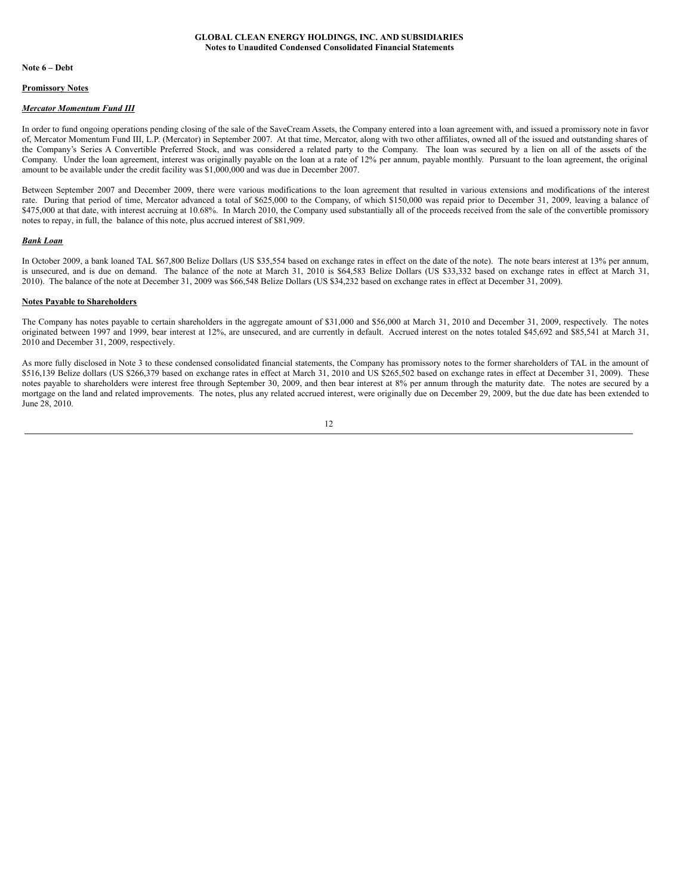## Note 6 – Debt

### Promissory Notes

***Mercator Momentum Fund III***

In order to fund ongoing operations pending closing of the sale of the SaveCream Assets, the Company entered into a loan agreement with, and issued a promissory note in favor of, Mercator Momentum Fund III, L.P. (Mercator) in September 2007. At that time, Mercator, along with two other affiliates, owned all of the issued and outstanding shares of the Company's Series A Convertible Preferred Stock, and was considered a related party to the Company. The loan was secured by a lien on all of the assets of the Company. Under the loan agreement, interest was originally payable on the loan at a rate of 12% per annum, payable monthly. Pursuant to the loan agreement, the original amount to be available under the credit facility was $1,000,000 and was due in December 2007.

Between September 2007 and December 2009, there were various modifications to the loan agreement that resulted in various extensions and modifications of the interest rate. During that period of time, Mercator advanced a total of $625,000 to the Company, of which $150,000 was repaid prior to December 31, 2009, leaving a balance of $475,000 at that date, with interest accruing at 10.68%. In March 2010, the Company used substantially all of the proceeds received from the sale of the convertible promissory notes to repay, in full, the balance of this note, plus accrued interest of $81,909.

***Bank Loan***

In October 2009, a bank loaned TAL $67,800 Belize Dollars (US $35,554 based on exchange rates in effect on the date of the note). The note bears interest at 13% per annum, is unsecured, and is due on demand. The balance of the note at March 31, 2010 is $64,583 Belize Dollars (US $33,332 based on exchange rates in effect at March 31, 2010). The balance of the note at December 31, 2009 was $66,548 Belize Dollars (US $34,232 based on exchange rates in effect at December 31, 2009).

### Notes Payable to Shareholders

The Company has notes payable to certain shareholders in the aggregate amount of $31,000 and $56,000 at March 31, 2010 and December 31, 2009, respectively. The notes originated between 1997 and 1999, bear interest at 12%, are unsecured, and are currently in default. Accrued interest on the notes totaled $45,692 and $85,541 at March 31, 2010 and December 31, 2009, respectively.

As more fully disclosed in Note 3 to these condensed consolidated financial statements, the Company has promissory notes to the former shareholders of TAL in the amount of $516,139 Belize dollars (US $266,379 based on exchange rates in effect at March 31, 2010 and US $265,502 based on exchange rates in effect at December 31, 2009). These notes payable to shareholders were interest free through September 30, 2009, and then bear interest at 8% per annum through the maturity date. The notes are secured by a mortgage on the land and related improvements. The notes, plus any related accrued interest, were originally due on December 29, 2009, but the due date has been extended to June 28, 2010.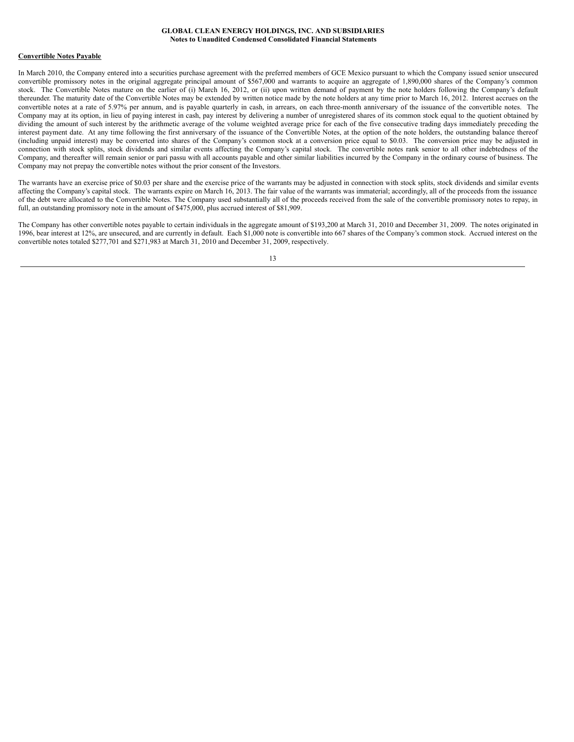**Convertible Notes Payable**

In March 2010, the Company entered into a securities purchase agreement with the preferred members of GCE Mexico pursuant to which the Company issued senior unsecured convertible promissory notes in the original aggregate principal amount of $567,000 and warrants to acquire an aggregate of 1,890,000 shares of the Company's common stock. The Convertible Notes mature on the earlier of (i) March 16, 2012, or (ii) upon written demand of payment by the note holders following the Company's default thereunder. The maturity date of the Convertible Notes may be extended by written notice made by the note holders at any time prior to March 16, 2012. Interest accrues on the convertible notes at a rate of 5.97% per annum, and is payable quarterly in cash, in arrears, on each three-month anniversary of the issuance of the convertible notes. The Company may at its option, in lieu of paying interest in cash, pay interest by delivering a number of unregistered shares of its common stock equal to the quotient obtained by dividing the amount of such interest by the arithmetic average of the volume weighted average price for each of the five consecutive trading days immediately preceding the interest payment date. At any time following the first anniversary of the issuance of the Convertible Notes, at the option of the note holders, the outstanding balance thereof (including unpaid interest) may be converted into shares of the Company's common stock at a conversion price equal to $0.03. The conversion price may be adjusted in connection with stock splits, stock dividends and similar events affecting the Company's capital stock. The convertible notes rank senior to all other indebtedness of the Company, and thereafter will remain senior or pari passu with all accounts payable and other similar liabilities incurred by the Company in the ordinary course of business. The Company may not prepay the convertible notes without the prior consent of the Investors.

The warrants have an exercise price of $0.03 per share and the exercise price of the warrants may be adjusted in connection with stock splits, stock dividends and similar events affecting the Company's capital stock. The warrants expire on March 16, 2013. The fair value of the warrants was immaterial; accordingly, all of the proceeds from the issuance of the debt were allocated to the Convertible Notes. The Company used substantially all of the proceeds received from the sale of the convertible promissory notes to repay, in full, an outstanding promissory note in the amount of $475,000, plus accrued interest of $81,909.

The Company has other convertible notes payable to certain individuals in the aggregate amount of $193,200 at March 31, 2010 and December 31, 2009. The notes originated in 1996, bear interest at 12%, are unsecured, and are currently in default. Each $1,000 note is convertible into 667 shares of the Company's common stock. Accrued interest on the convertible notes totaled $277,701 and $271,983 at March 31, 2010 and December 31, 2009, respectively.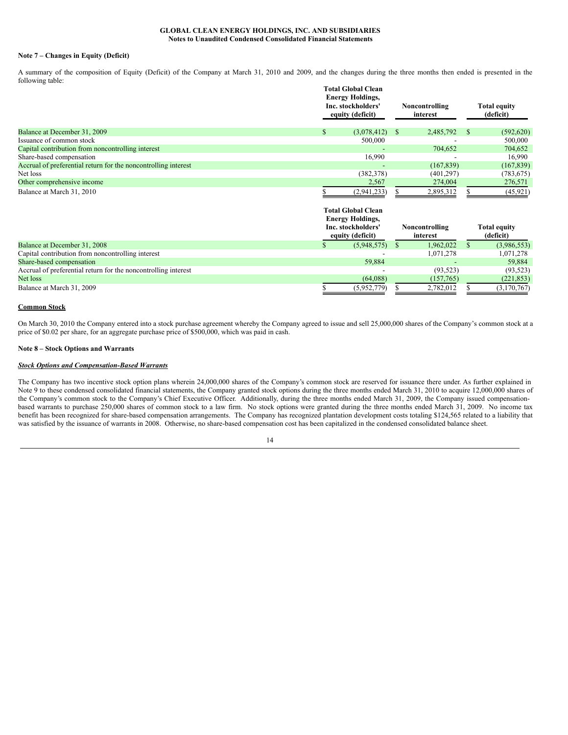GLOBAL CLEAN ENERGY HOLDINGS, INC. AND SUBSIDIARIES
Notes to Unaudited Condensed Consolidated Financial Statements

### Note 7 – Changes in Equity (Deficit)

A summary of the composition of Equity (Deficit) of the Company at March 31, 2010 and 2009, and the changes during the three months then ended is presented in the following table:

| | Total Global Clean Energy Holdings, Inc. stockholders' equity (deficit) | Noncontrolling interest | Total equity (deficit) |
|---|---|---|---|
| Balance at December 31, 2009 | $ (3,078,412) | $ 2,485,792 | $ (592,620) |
| Issuance of common stock | 500,000 | - | 500,000 |
| Capital contribution from noncontrolling interest | - | 704,652 | 704,652 |
| Share-based compensation | 16,990 | - | 16,990 |
| Accrual of preferential return for the noncontrolling interest | - | (167,839) | (167,839) |
| Net loss | (382,378) | (401,297) | (783,675) |
| Other comprehensive income | 2,567 | 274,004 | 276,571 |
| Balance at March 31, 2010 | $ (2,941,233) | $ 2,895,312 | $ (45,921) |

| | Total Global Clean Energy Holdings, Inc. stockholders' equity (deficit) | Noncontrolling interest | Total equity (deficit) |
|---|---|---|---|
| Balance at December 31, 2008 | $ (5,948,575) | $ 1,962,022 | $ (3,986,553) |
| Capital contribution from noncontrolling interest | - | 1,071,278 | 1,071,278 |
| Share-based compensation | 59,884 | - | 59,884 |
| Accrual of preferential return for the noncontrolling interest | - | (93,523) | (93,523) |
| Net loss | (64,088) | (157,765) | (221,853) |
| Balance at March 31, 2009 | $ (5,952,779) | $ 2,782,012 | $ (3,170,767) |

**Common Stock**

On March 30, 2010 the Company entered into a stock purchase agreement whereby the Company agreed to issue and sell 25,000,000 shares of the Company's common stock at a price of $0.02 per share, for an aggregate purchase price of $500,000, which was paid in cash.

### Note 8 – Stock Options and Warrants

***Stock Options and Compensation-Based Warrants***

The Company has two incentive stock option plans wherein 24,000,000 shares of the Company's common stock are reserved for issuance there under. As further explained in Note 9 to these condensed consolidated financial statements, the Company granted stock options during the three months ended March 31, 2010 to acquire 12,000,000 shares of the Company's common stock to the Company's Chief Executive Officer. Additionally, during the three months ended March 31, 2009, the Company issued compensation-based warrants to purchase 250,000 shares of common stock to a law firm. No stock options were granted during the three months ended March 31, 2009. No income tax benefit has been recognized for share-based compensation arrangements. The Company has recognized plantation development costs totaling $124,565 related to a liability that was satisfied by the issuance of warrants in 2008. Otherwise, no share-based compensation cost has been capitalized in the condensed consolidated balance sheet.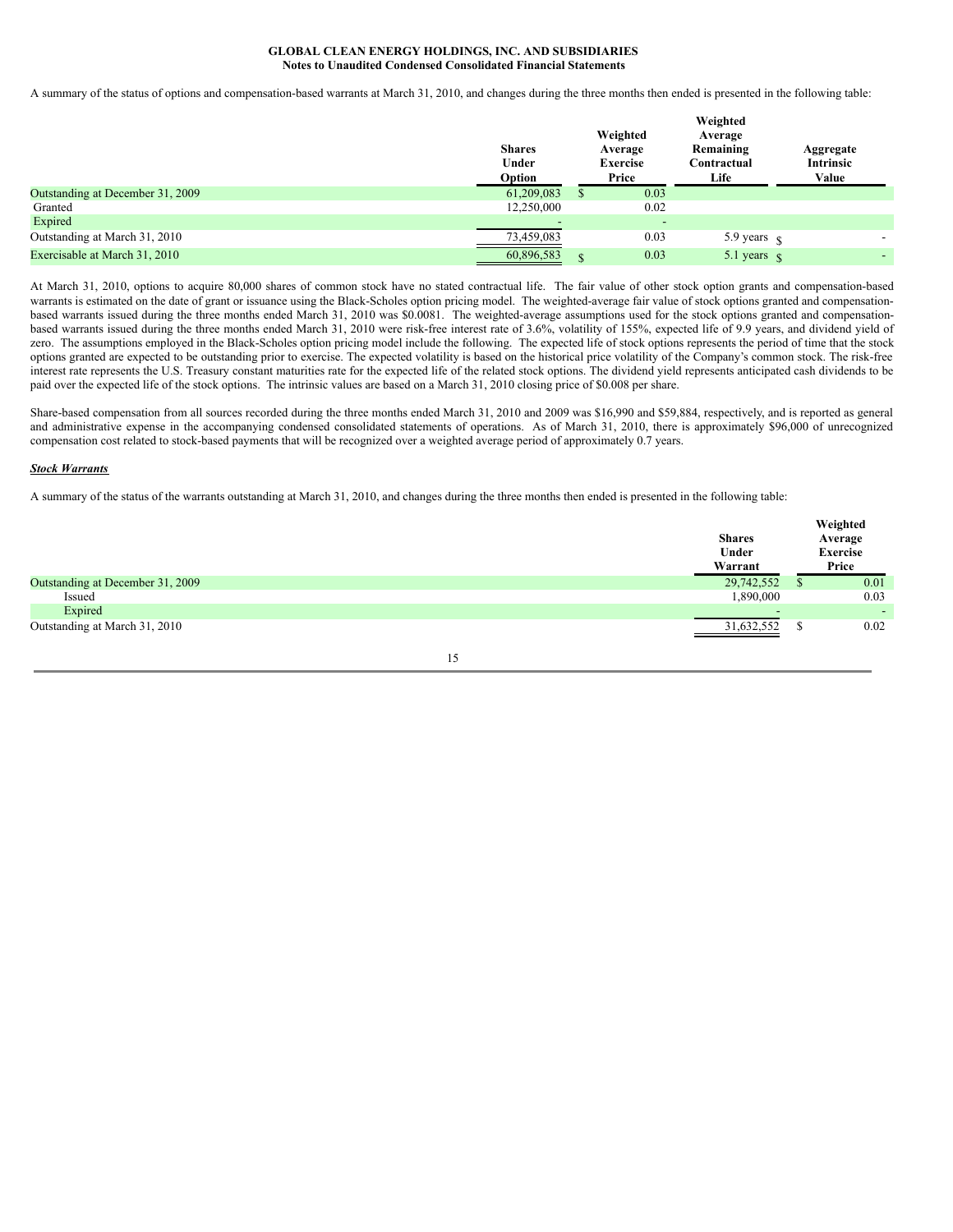A summary of the status of options and compensation-based warrants at March 31, 2010, and changes during the three months then ended is presented in the following table:

| | Shares Under Option | Weighted Average Exercise Price | Weighted Average Remaining Contractual Life | Aggregate Intrinsic Value |
|---|---|---|---|---|
| Outstanding at December 31, 2009 | 61,209,083 | $ 0.03 | | |
| Granted | 12,250,000 | 0.02 | | |
| Expired | - | - | | |
| Outstanding at March 31, 2010 | 73,459,083 | 0.03 | 5.9 years | $ - |
| Exercisable at March 31, 2010 | 60,896,583 | $ 0.03 | 5.1 years | $ - |

At March 31, 2010, options to acquire 80,000 shares of common stock have no stated contractual life. The fair value of other stock option grants and compensation-based warrants is estimated on the date of grant or issuance using the Black-Scholes option pricing model. The weighted-average fair value of stock options granted and compensation-based warrants issued during the three months ended March 31, 2010 was $0.0081. The weighted-average assumptions used for the stock options granted and compensation-based warrants issued during the three months ended March 31, 2010 were risk-free interest rate of 3.6%, volatility of 155%, expected life of 9.9 years, and dividend yield of zero. The assumptions employed in the Black-Scholes option pricing model include the following. The expected life of stock options represents the period of time that the stock options granted are expected to be outstanding prior to exercise. The expected volatility is based on the historical price volatility of the Company's common stock. The risk-free interest rate represents the U.S. Treasury constant maturities rate for the expected life of the related stock options. The dividend yield represents anticipated cash dividends to be paid over the expected life of the stock options. The intrinsic values are based on a March 31, 2010 closing price of $0.008 per share.

Share-based compensation from all sources recorded during the three months ended March 31, 2010 and 2009 was $16,990 and $59,884, respectively, and is reported as general and administrative expense in the accompanying condensed consolidated statements of operations. As of March 31, 2010, there is approximately $96,000 of unrecognized compensation cost related to stock-based payments that will be recognized over a weighted average period of approximately 0.7 years.

***Stock Warrants***

A summary of the status of the warrants outstanding at March 31, 2010, and changes during the three months then ended is presented in the following table:

| | Shares Under Warrant | Weighted Average Exercise Price |
|---|---|---|
| Outstanding at December 31, 2009 | 29,742,552 | $ 0.01 |
| Issued | 1,890,000 | 0.03 |
| Expired | - | - |
| Outstanding at March 31, 2010 | 31,632,552 | $ 0.02 |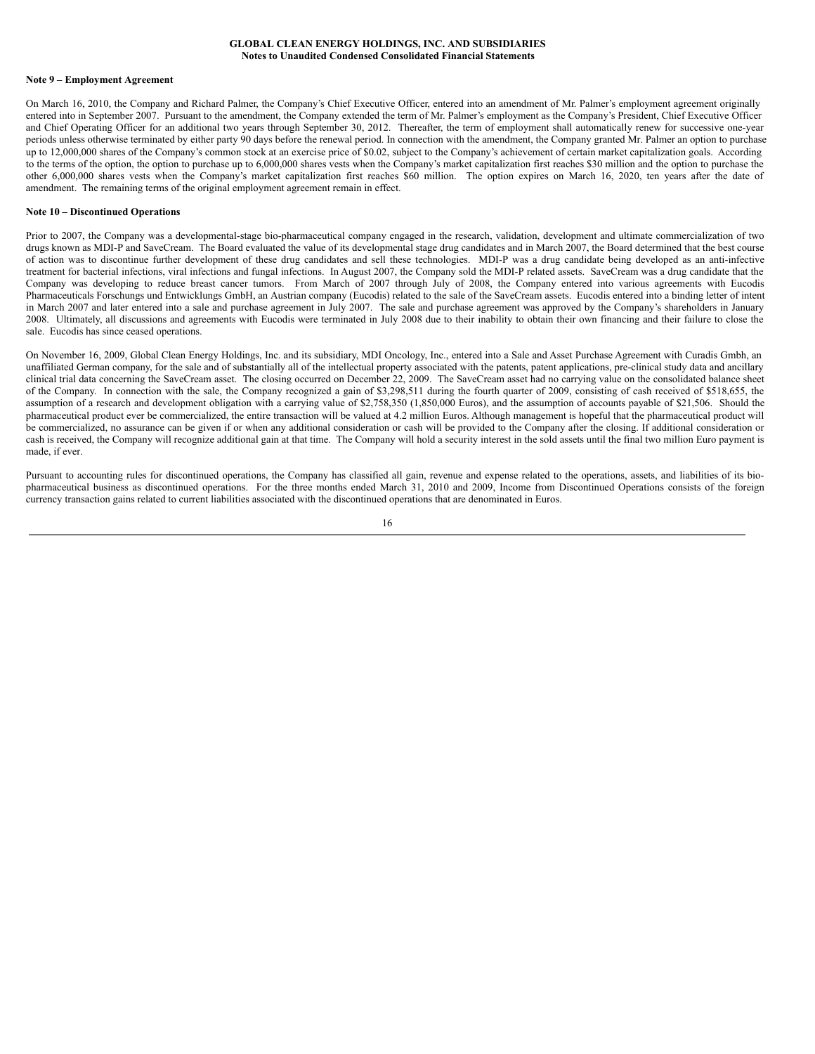## Note 9 – Employment Agreement

On March 16, 2010, the Company and Richard Palmer, the Company's Chief Executive Officer, entered into an amendment of Mr. Palmer's employment agreement originally entered into in September 2007. Pursuant to the amendment, the Company extended the term of Mr. Palmer's employment as the Company's President, Chief Executive Officer and Chief Operating Officer for an additional two years through September 30, 2012. Thereafter, the term of employment shall automatically renew for successive one-year periods unless otherwise terminated by either party 90 days before the renewal period. In connection with the amendment, the Company granted Mr. Palmer an option to purchase up to 12,000,000 shares of the Company's common stock at an exercise price of $0.02, subject to the Company's achievement of certain market capitalization goals. According to the terms of the option, the option to purchase up to 6,000,000 shares vests when the Company's market capitalization first reaches $30 million and the option to purchase the other 6,000,000 shares vests when the Company's market capitalization first reaches $60 million. The option expires on March 16, 2020, ten years after the date of amendment. The remaining terms of the original employment agreement remain in effect.

## Note 10 – Discontinued Operations

Prior to 2007, the Company was a developmental-stage bio-pharmaceutical company engaged in the research, validation, development and ultimate commercialization of two drugs known as MDI-P and SaveCream. The Board evaluated the value of its developmental stage drug candidates and in March 2007, the Board determined that the best course of action was to discontinue further development of these drug candidates and sell these technologies. MDI-P was a drug candidate being developed as an anti-infective treatment for bacterial infections, viral infections and fungal infections. In August 2007, the Company sold the MDI-P related assets. SaveCream was a drug candidate that the Company was developing to reduce breast cancer tumors. From March of 2007 through July of 2008, the Company entered into various agreements with Eucodis Pharmaceuticals Forschungs und Entwicklungs GmbH, an Austrian company (Eucodis) related to the sale of the SaveCream assets. Eucodis entered into a binding letter of intent in March 2007 and later entered into a sale and purchase agreement in July 2007. The sale and purchase agreement was approved by the Company's shareholders in January 2008. Ultimately, all discussions and agreements with Eucodis were terminated in July 2008 due to their inability to obtain their own financing and their failure to close the sale. Eucodis has since ceased operations.

On November 16, 2009, Global Clean Energy Holdings, Inc. and its subsidiary, MDI Oncology, Inc., entered into a Sale and Asset Purchase Agreement with Curadis Gmbh, an unaffiliated German company, for the sale and of substantially all of the intellectual property associated with the patents, patent applications, pre-clinical study data and ancillary clinical trial data concerning the SaveCream asset. The closing occurred on December 22, 2009. The SaveCream asset had no carrying value on the consolidated balance sheet of the Company. In connection with the sale, the Company recognized a gain of $3,298,511 during the fourth quarter of 2009, consisting of cash received of $518,655, the assumption of a research and development obligation with a carrying value of $2,758,350 (1,850,000 Euros), and the assumption of accounts payable of $21,506. Should the pharmaceutical product ever be commercialized, the entire transaction will be valued at 4.2 million Euros. Although management is hopeful that the pharmaceutical product will be commercialized, no assurance can be given if or when any additional consideration or cash will be provided to the Company after the closing. If additional consideration or cash is received, the Company will recognize additional gain at that time. The Company will hold a security interest in the sold assets until the final two million Euro payment is made, if ever.

Pursuant to accounting rules for discontinued operations, the Company has classified all gain, revenue and expense related to the operations, assets, and liabilities of its bio-pharmaceutical business as discontinued operations. For the three months ended March 31, 2010 and 2009, Income from Discontinued Operations consists of the foreign currency transaction gains related to current liabilities associated with the discontinued operations that are denominated in Euros.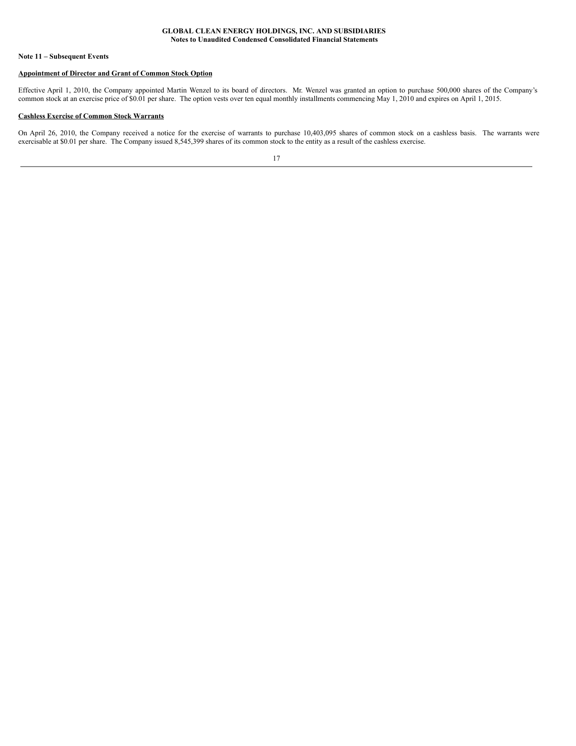**GLOBAL CLEAN ENERGY HOLDINGS, INC. AND SUBSIDIARIES**
**Notes to Unaudited Condensed Consolidated Financial Statements**

**Note 11 – Subsequent Events**

**Appointment of Director and Grant of Common Stock Option**

Effective April 1, 2010, the Company appointed Martin Wenzel to its board of directors. Mr. Wenzel was granted an option to purchase 500,000 shares of the Company's common stock at an exercise price of $0.01 per share. The option vests over ten equal monthly installments commencing May 1, 2010 and expires on April 1, 2015.

**Cashless Exercise of Common Stock Warrants**

On April 26, 2010, the Company received a notice for the exercise of warrants to purchase 10,403,095 shares of common stock on a cashless basis. The warrants were exercisable at $0.01 per share. The Company issued 8,545,399 shares of its common stock to the entity as a result of the cashless exercise.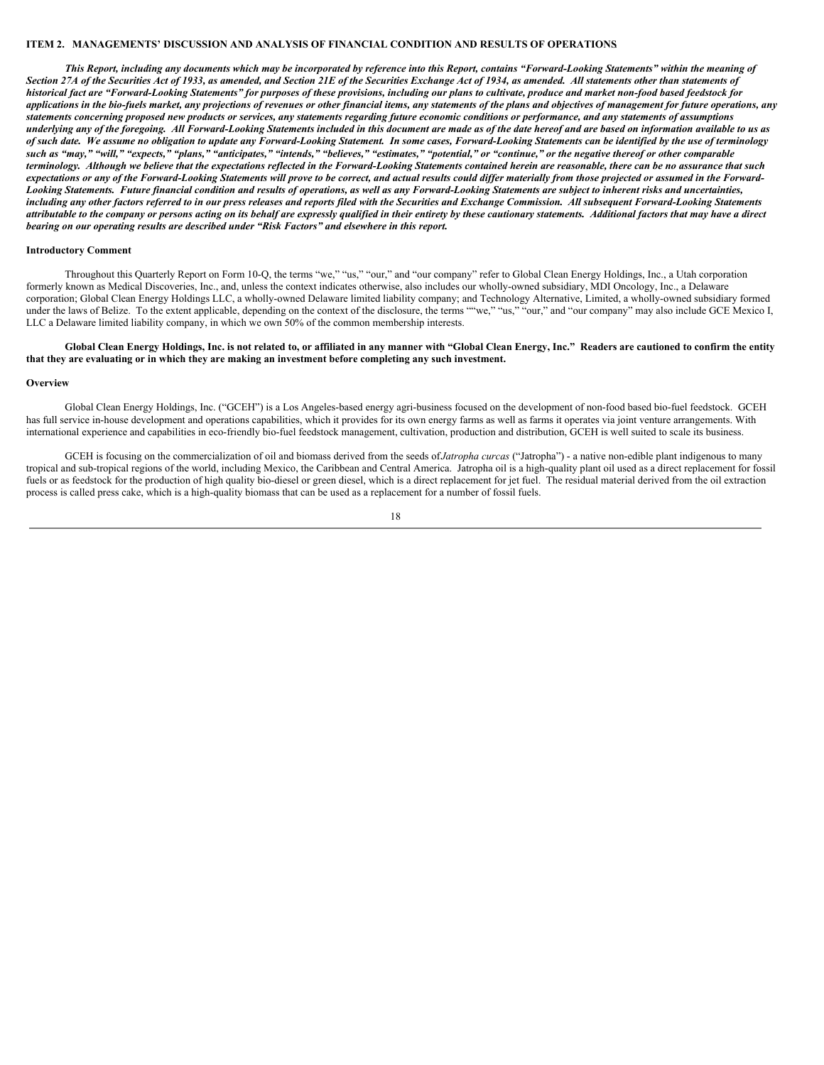## ITEM 2. MANAGEMENTS' DISCUSSION AND ANALYSIS OF FINANCIAL CONDITION AND RESULTS OF OPERATIONS

***This Report, including any documents which may be incorporated by reference into this Report, contains "Forward-Looking Statements" within the meaning of Section 27A of the Securities Act of 1933, as amended, and Section 21E of the Securities Exchange Act of 1934, as amended. All statements other than statements of historical fact are "Forward-Looking Statements" for purposes of these provisions, including our plans to cultivate, produce and market non-food based feedstock for applications in the bio-fuels market, any projections of revenues or other financial items, any statements of the plans and objectives of management for future operations, any statements concerning proposed new products or services, any statements regarding future economic conditions or performance, and any statements of assumptions underlying any of the foregoing. All Forward-Looking Statements included in this document are made as of the date hereof and are based on information available to us as of such date. We assume no obligation to update any Forward-Looking Statement. In some cases, Forward-Looking Statements can be identified by the use of terminology such as "may," "will," "expects," "plans," "anticipates," "intends," "believes," "estimates," "potential," or "continue," or the negative thereof or other comparable terminology. Although we believe that the expectations reflected in the Forward-Looking Statements contained herein are reasonable, there can be no assurance that such expectations or any of the Forward-Looking Statements will prove to be correct, and actual results could differ materially from those projected or assumed in the Forward-Looking Statements. Future financial condition and results of operations, as well as any Forward-Looking Statements are subject to inherent risks and uncertainties, including any other factors referred to in our press releases and reports filed with the Securities and Exchange Commission. All subsequent Forward-Looking Statements attributable to the company or persons acting on its behalf are expressly qualified in their entirety by these cautionary statements. Additional factors that may have a direct bearing on our operating results are described under "Risk Factors" and elsewhere in this report.***

### Introductory Comment

Throughout this Quarterly Report on Form 10-Q, the terms "we," "us," "our," and "our company" refer to Global Clean Energy Holdings, Inc., a Utah corporation formerly known as Medical Discoveries, Inc., and, unless the context indicates otherwise, also includes our wholly-owned subsidiary, MDI Oncology, Inc., a Delaware corporation; Global Clean Energy Holdings LLC, a wholly-owned Delaware limited liability company; and Technology Alternative, Limited, a wholly-owned subsidiary formed under the laws of Belize. To the extent applicable, depending on the context of the disclosure, the terms ""we," "us," "our," and "our company" may also include GCE Mexico I, LLC a Delaware limited liability company, in which we own 50% of the common membership interests.

**Global Clean Energy Holdings, Inc. is not related to, or affiliated in any manner with "Global Clean Energy, Inc." Readers are cautioned to confirm the entity that they are evaluating or in which they are making an investment before completing any such investment.**

### Overview

Global Clean Energy Holdings, Inc. ("GCEH") is a Los Angeles-based energy agri-business focused on the development of non-food based bio-fuel feedstock. GCEH has full service in-house development and operations capabilities, which it provides for its own energy farms as well as farms it operates via joint venture arrangements. With international experience and capabilities in eco-friendly bio-fuel feedstock management, cultivation, production and distribution, GCEH is well suited to scale its business.

GCEH is focusing on the commercialization of oil and biomass derived from the seeds of *Jatropha curcas* ("Jatropha") - a native non-edible plant indigenous to many tropical and sub-tropical regions of the world, including Mexico, the Caribbean and Central America. Jatropha oil is a high-quality plant oil used as a direct replacement for fossil fuels or as feedstock for the production of high quality bio-diesel or green diesel, which is a direct replacement for jet fuel. The residual material derived from the oil extraction process is called press cake, which is a high-quality biomass that can be used as a replacement for a number of fossil fuels.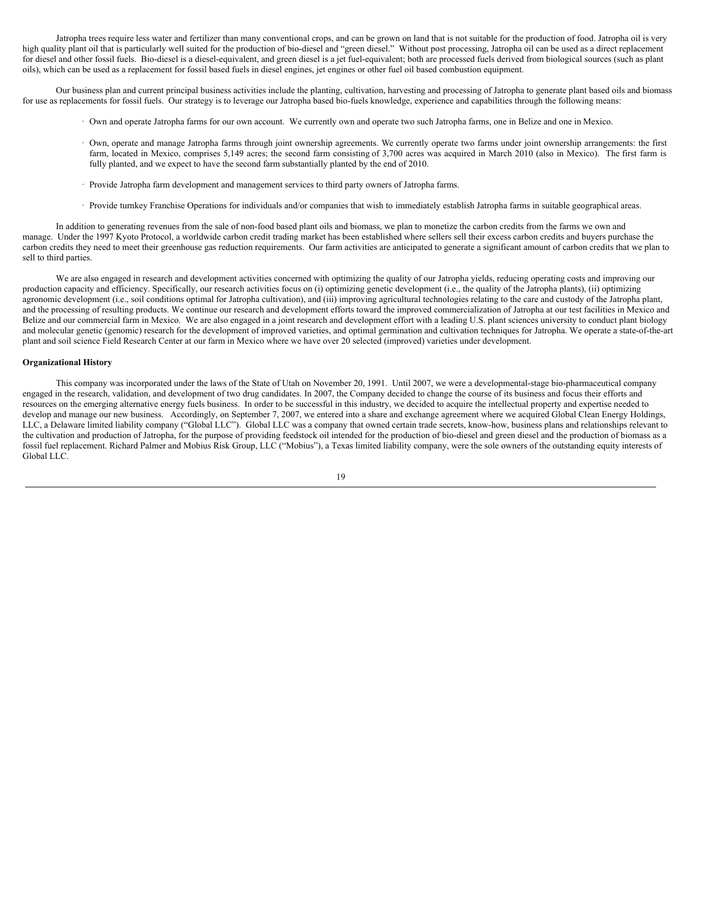Jatropha trees require less water and fertilizer than many conventional crops, and can be grown on land that is not suitable for the production of food. Jatropha oil is very high quality plant oil that is particularly well suited for the production of bio-diesel and "green diesel." Without post processing, Jatropha oil can be used as a direct replacement for diesel and other fossil fuels. Bio-diesel is a diesel-equivalent, and green diesel is a jet fuel-equivalent; both are processed fuels derived from biological sources (such as plant oils), which can be used as a replacement for fossil based fuels in diesel engines, jet engines or other fuel oil based combustion equipment.

Our business plan and current principal business activities include the planting, cultivation, harvesting and processing of Jatropha to generate plant based oils and biomass for use as replacements for fossil fuels. Our strategy is to leverage our Jatropha based bio-fuels knowledge, experience and capabilities through the following means:

- Own and operate Jatropha farms for our own account. We currently own and operate two such Jatropha farms, one in Belize and one in Mexico.
- Own, operate and manage Jatropha farms through joint ownership agreements. We currently operate two farms under joint ownership arrangements: the first farm, located in Mexico, comprises 5,149 acres; the second farm consisting of 3,700 acres was acquired in March 2010 (also in Mexico). The first farm is fully planted, and we expect to have the second farm substantially planted by the end of 2010.
- Provide Jatropha farm development and management services to third party owners of Jatropha farms.
- Provide turnkey Franchise Operations for individuals and/or companies that wish to immediately establish Jatropha farms in suitable geographical areas.

In addition to generating revenues from the sale of non-food based plant oils and biomass, we plan to monetize the carbon credits from the farms we own and manage. Under the 1997 Kyoto Protocol, a worldwide carbon credit trading market has been established where sellers sell their excess carbon credits and buyers purchase the carbon credits they need to meet their greenhouse gas reduction requirements. Our farm activities are anticipated to generate a significant amount of carbon credits that we plan to sell to third parties.

We are also engaged in research and development activities concerned with optimizing the quality of our Jatropha yields, reducing operating costs and improving our production capacity and efficiency. Specifically, our research activities focus on (i) optimizing genetic development (i.e., the quality of the Jatropha plants), (ii) optimizing agronomic development (i.e., soil conditions optimal for Jatropha cultivation), and (iii) improving agricultural technologies relating to the care and custody of the Jatropha plant, and the processing of resulting products. We continue our research and development efforts toward the improved commercialization of Jatropha at our test facilities in Mexico and Belize and our commercial farm in Mexico. We are also engaged in a joint research and development effort with a leading U.S. plant sciences university to conduct plant biology and molecular genetic (genomic) research for the development of improved varieties, and optimal germination and cultivation techniques for Jatropha. We operate a state-of-the-art plant and soil science Field Research Center at our farm in Mexico where we have over 20 selected (improved) varieties under development.

**Organizational History**

This company was incorporated under the laws of the State of Utah on November 20, 1991. Until 2007, we were a developmental-stage bio-pharmaceutical company engaged in the research, validation, and development of two drug candidates. In 2007, the Company decided to change the course of its business and focus their efforts and resources on the emerging alternative energy fuels business. In order to be successful in this industry, we decided to acquire the intellectual property and expertise needed to develop and manage our new business. Accordingly, on September 7, 2007, we entered into a share and exchange agreement where we acquired Global Clean Energy Holdings, LLC, a Delaware limited liability company ("Global LLC"). Global LLC was a company that owned certain trade secrets, know-how, business plans and relationships relevant to the cultivation and production of Jatropha, for the purpose of providing feedstock oil intended for the production of bio-diesel and green diesel and the production of biomass as a fossil fuel replacement. Richard Palmer and Mobius Risk Group, LLC ("Mobius"), a Texas limited liability company, were the sole owners of the outstanding equity interests of Global LLC.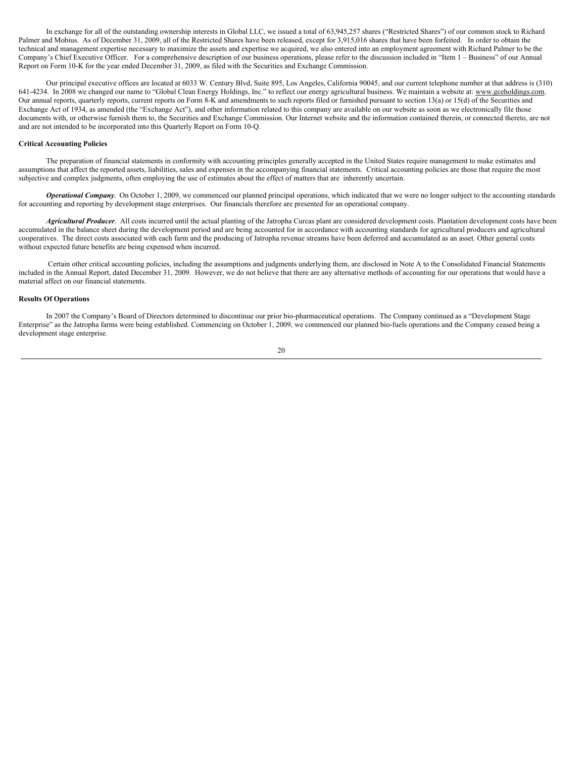In exchange for all of the outstanding ownership interests in Global LLC, we issued a total of 63,945,257 shares ("Restricted Shares") of our common stock to Richard Palmer and Mobius. As of December 31, 2009, all of the Restricted Shares have been released, except for 3,915,016 shares that have been forfeited. In order to obtain the technical and management expertise necessary to maximize the assets and expertise we acquired, we also entered into an employment agreement with Richard Palmer to be the Company's Chief Executive Officer. For a comprehensive description of our business operations, please refer to the discussion included in "Item 1 – Business" of our Annual Report on Form 10-K for the year ended December 31, 2009, as filed with the Securities and Exchange Commission.

Our principal executive offices are located at 6033 W. Century Blvd, Suite 895, Los Angeles, California 90045, and our current telephone number at that address is (310) 641-4234. In 2008 we changed our name to "Global Clean Energy Holdings, Inc." to reflect our energy agricultural business. We maintain a website at: www.gceholdings.com. Our annual reports, quarterly reports, current reports on Form 8-K and amendments to such reports filed or furnished pursuant to section 13(a) or 15(d) of the Securities and Exchange Act of 1934, as amended (the "Exchange Act"), and other information related to this company are available on our website as soon as we electronically file those documents with, or otherwise furnish them to, the Securities and Exchange Commission. Our Internet website and the information contained therein, or connected thereto, are not and are not intended to be incorporated into this Quarterly Report on Form 10-Q.

**Critical Accounting Policies**

The preparation of financial statements in conformity with accounting principles generally accepted in the United States require management to make estimates and assumptions that affect the reported assets, liabilities, sales and expenses in the accompanying financial statements. Critical accounting policies are those that require the most subjective and complex judgments, often employing the use of estimates about the effect of matters that are inherently uncertain.

***Operational Company***. On October 1, 2009, we commenced our planned principal operations, which indicated that we were no longer subject to the accounting standards for accounting and reporting by development stage enterprises. Our financials therefore are presented for an operational company.

***Agricultural Producer***. All costs incurred until the actual planting of the Jatropha Curcas plant are considered development costs. Plantation development costs have been accumulated in the balance sheet during the development period and are being accounted for in accordance with accounting standards for agricultural producers and agricultural cooperatives. The direct costs associated with each farm and the producing of Jatropha revenue streams have been deferred and accumulated as an asset. Other general costs without expected future benefits are being expensed when incurred.

Certain other critical accounting policies, including the assumptions and judgments underlying them, are disclosed in Note A to the Consolidated Financial Statements included in the Annual Report, dated December 31, 2009. However, we do not believe that there are any alternative methods of accounting for our operations that would have a material affect on our financial statements.

**Results Of Operations**

In 2007 the Company's Board of Directors determined to discontinue our prior bio-pharmaceutical operations. The Company continued as a "Development Stage Enterprise" as the Jatropha farms were being established. Commencing on October 1, 2009, we commenced our planned bio-fuels operations and the Company ceased being a development stage enterprise.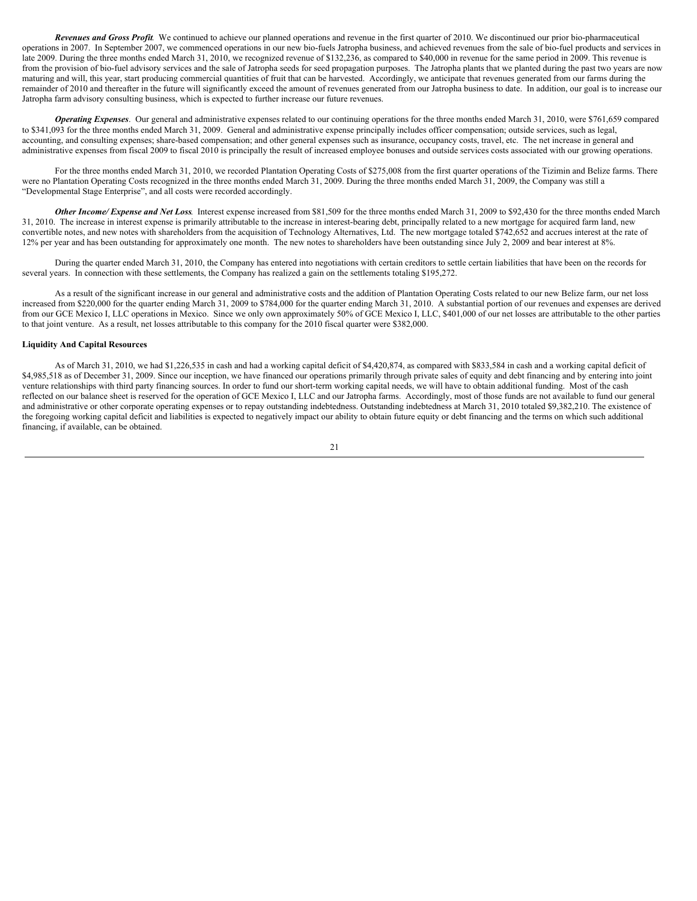***Revenues and Gross Profit*.** We continued to achieve our planned operations and revenue in the first quarter of 2010. We discontinued our prior bio-pharmaceutical operations in 2007. In September 2007, we commenced operations in our new bio-fuels Jatropha business, and achieved revenues from the sale of bio-fuel products and services in late 2009. During the three months ended March 31, 2010, we recognized revenue of $132,236, as compared to $40,000 in revenue for the same period in 2009. This revenue is from the provision of bio-fuel advisory services and the sale of Jatropha seeds for seed propagation purposes. The Jatropha plants that we planted during the past two years are now maturing and will, this year, start producing commercial quantities of fruit that can be harvested. Accordingly, we anticipate that revenues generated from our farms during the remainder of 2010 and thereafter in the future will significantly exceed the amount of revenues generated from our Jatropha business to date. In addition, our goal is to increase our Jatropha farm advisory consulting business, which is expected to further increase our future revenues.

***Operating Expenses*.** Our general and administrative expenses related to our continuing operations for the three months ended March 31, 2010, were $761,659 compared to $341,093 for the three months ended March 31, 2009. General and administrative expense principally includes officer compensation; outside services, such as legal, accounting, and consulting expenses; share-based compensation; and other general expenses such as insurance, occupancy costs, travel, etc. The net increase in general and administrative expenses from fiscal 2009 to fiscal 2010 is principally the result of increased employee bonuses and outside services costs associated with our growing operations.

For the three months ended March 31, 2010, we recorded Plantation Operating Costs of $275,008 from the first quarter operations of the Tizimin and Belize farms. There were no Plantation Operating Costs recognized in the three months ended March 31, 2009. During the three months ended March 31, 2009, the Company was still a "Developmental Stage Enterprise", and all costs were recorded accordingly.

***Other Income/ Expense and Net Loss*.** Interest expense increased from $81,509 for the three months ended March 31, 2009 to $92,430 for the three months ended March 31, 2010. The increase in interest expense is primarily attributable to the increase in interest-bearing debt, principally related to a new mortgage for acquired farm land, new convertible notes, and new notes with shareholders from the acquisition of Technology Alternatives, Ltd. The new mortgage totaled $742,652 and accrues interest at the rate of 12% per year and has been outstanding for approximately one month. The new notes to shareholders have been outstanding since July 2, 2009 and bear interest at 8%.

During the quarter ended March 31, 2010, the Company has entered into negotiations with certain creditors to settle certain liabilities that have been on the records for several years. In connection with these settlements, the Company has realized a gain on the settlements totaling $195,272.

As a result of the significant increase in our general and administrative costs and the addition of Plantation Operating Costs related to our new Belize farm, our net loss increased from $220,000 for the quarter ending March 31, 2009 to $784,000 for the quarter ending March 31, 2010. A substantial portion of our revenues and expenses are derived from our GCE Mexico I, LLC operations in Mexico. Since we only own approximately 50% of GCE Mexico I, LLC, $401,000 of our net losses are attributable to the other parties to that joint venture. As a result, net losses attributable to this company for the 2010 fiscal quarter were $382,000.

**Liquidity And Capital Resources**

As of March 31, 2010, we had $1,226,535 in cash and had a working capital deficit of $4,420,874, as compared with $833,584 in cash and a working capital deficit of $4,985,518 as of December 31, 2009. Since our inception, we have financed our operations primarily through private sales of equity and debt financing and by entering into joint venture relationships with third party financing sources. In order to fund our short-term working capital needs, we will have to obtain additional funding. Most of the cash reflected on our balance sheet is reserved for the operation of GCE Mexico I, LLC and our Jatropha farms. Accordingly, most of those funds are not available to fund our general and administrative or other corporate operating expenses or to repay outstanding indebtedness. Outstanding indebtedness at March 31, 2010 totaled $9,382,210. The existence of the foregoing working capital deficit and liabilities is expected to negatively impact our ability to obtain future equity or debt financing and the terms on which such additional financing, if available, can be obtained.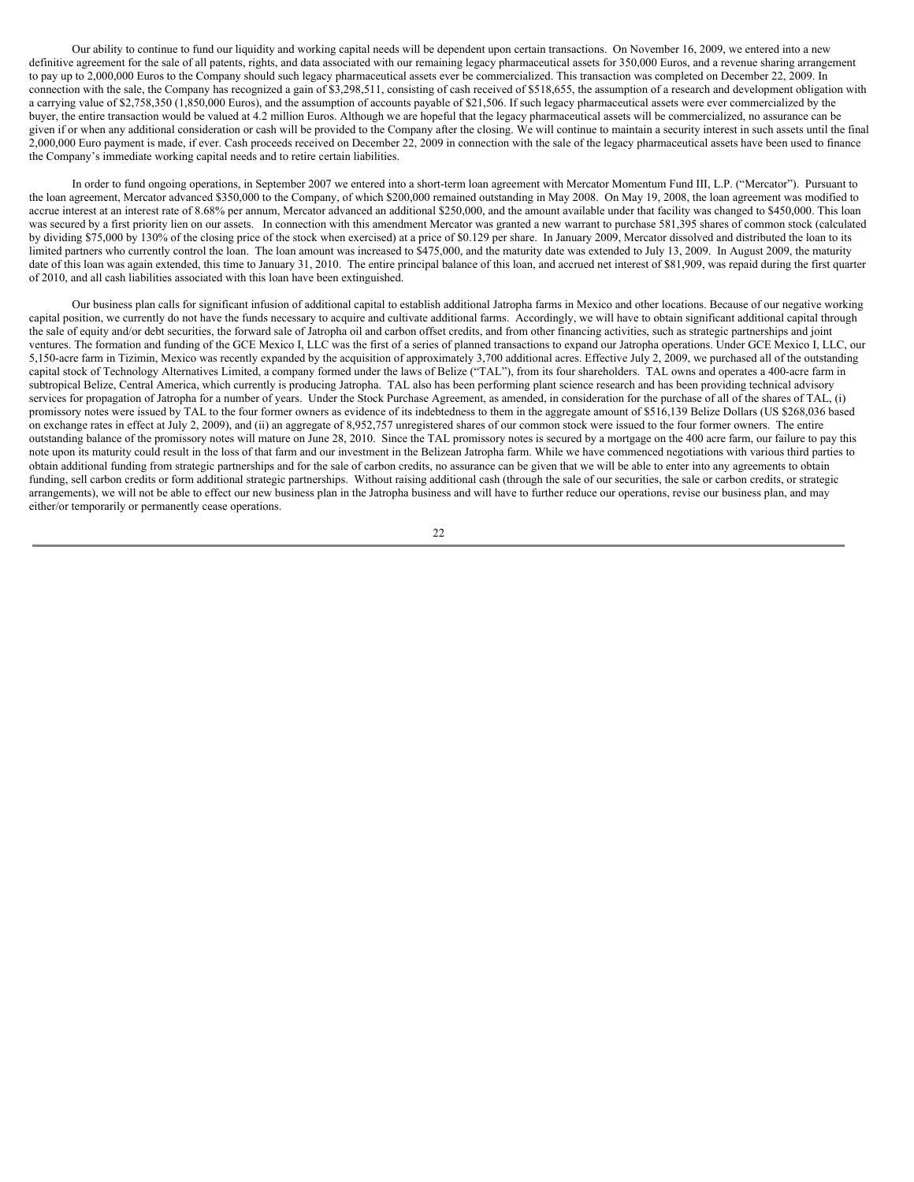Our ability to continue to fund our liquidity and working capital needs will be dependent upon certain transactions. On November 16, 2009, we entered into a new definitive agreement for the sale of all patents, rights, and data associated with our remaining legacy pharmaceutical assets for 350,000 Euros, and a revenue sharing arrangement to pay up to 2,000,000 Euros to the Company should such legacy pharmaceutical assets ever be commercialized. This transaction was completed on December 22, 2009. In connection with the sale, the Company has recognized a gain of $3,298,511, consisting of cash received of $518,655, the assumption of a research and development obligation with a carrying value of $2,758,350 (1,850,000 Euros), and the assumption of accounts payable of $21,506. If such legacy pharmaceutical assets were ever commercialized by the buyer, the entire transaction would be valued at 4.2 million Euros. Although we are hopeful that the legacy pharmaceutical assets will be commercialized, no assurance can be given if or when any additional consideration or cash will be provided to the Company after the closing. We will continue to maintain a security interest in such assets until the final 2,000,000 Euro payment is made, if ever. Cash proceeds received on December 22, 2009 in connection with the sale of the legacy pharmaceutical assets have been used to finance the Company's immediate working capital needs and to retire certain liabilities.

In order to fund ongoing operations, in September 2007 we entered into a short-term loan agreement with Mercator Momentum Fund III, L.P. ("Mercator"). Pursuant to the loan agreement, Mercator advanced $350,000 to the Company, of which $200,000 remained outstanding in May 2008. On May 19, 2008, the loan agreement was modified to accrue interest at an interest rate of 8.68% per annum, Mercator advanced an additional $250,000, and the amount available under that facility was changed to $450,000. This loan was secured by a first priority lien on our assets. In connection with this amendment Mercator was granted a new warrant to purchase 581,395 shares of common stock (calculated by dividing $75,000 by 130% of the closing price of the stock when exercised) at a price of $0.129 per share. In January 2009, Mercator dissolved and distributed the loan to its limited partners who currently control the loan. The loan amount was increased to $475,000, and the maturity date was extended to July 13, 2009. In August 2009, the maturity date of this loan was again extended, this time to January 31, 2010. The entire principal balance of this loan, and accrued net interest of $81,909, was repaid during the first quarter of 2010, and all cash liabilities associated with this loan have been extinguished.

Our business plan calls for significant infusion of additional capital to establish additional Jatropha farms in Mexico and other locations. Because of our negative working capital position, we currently do not have the funds necessary to acquire and cultivate additional farms. Accordingly, we will have to obtain significant additional capital through the sale of equity and/or debt securities, the forward sale of Jatropha oil and carbon offset credits, and from other financing activities, such as strategic partnerships and joint ventures. The formation and funding of the GCE Mexico I, LLC was the first of a series of planned transactions to expand our Jatropha operations. Under GCE Mexico I, LLC, our 5,150-acre farm in Tizimin, Mexico was recently expanded by the acquisition of approximately 3,700 additional acres. Effective July 2, 2009, we purchased all of the outstanding capital stock of Technology Alternatives Limited, a company formed under the laws of Belize ("TAL"), from its four shareholders. TAL owns and operates a 400-acre farm in subtropical Belize, Central America, which currently is producing Jatropha. TAL also has been performing plant science research and has been providing technical advisory services for propagation of Jatropha for a number of years. Under the Stock Purchase Agreement, as amended, in consideration for the purchase of all of the shares of TAL, (i) promissory notes were issued by TAL to the four former owners as evidence of its indebtedness to them in the aggregate amount of $516,139 Belize Dollars (US $268,036 based on exchange rates in effect at July 2, 2009), and (ii) an aggregate of 8,952,757 unregistered shares of our common stock were issued to the four former owners. The entire outstanding balance of the promissory notes will mature on June 28, 2010. Since the TAL promissory notes is secured by a mortgage on the 400 acre farm, our failure to pay this note upon its maturity could result in the loss of that farm and our investment in the Belizean Jatropha farm. While we have commenced negotiations with various third parties to obtain additional funding from strategic partnerships and for the sale of carbon credits, no assurance can be given that we will be able to enter into any agreements to obtain funding, sell carbon credits or form additional strategic partnerships. Without raising additional cash (through the sale of our securities, the sale or carbon credits, or strategic arrangements), we will not be able to effect our new business plan in the Jatropha business and will have to further reduce our operations, revise our business plan, and may either/or temporarily or permanently cease operations.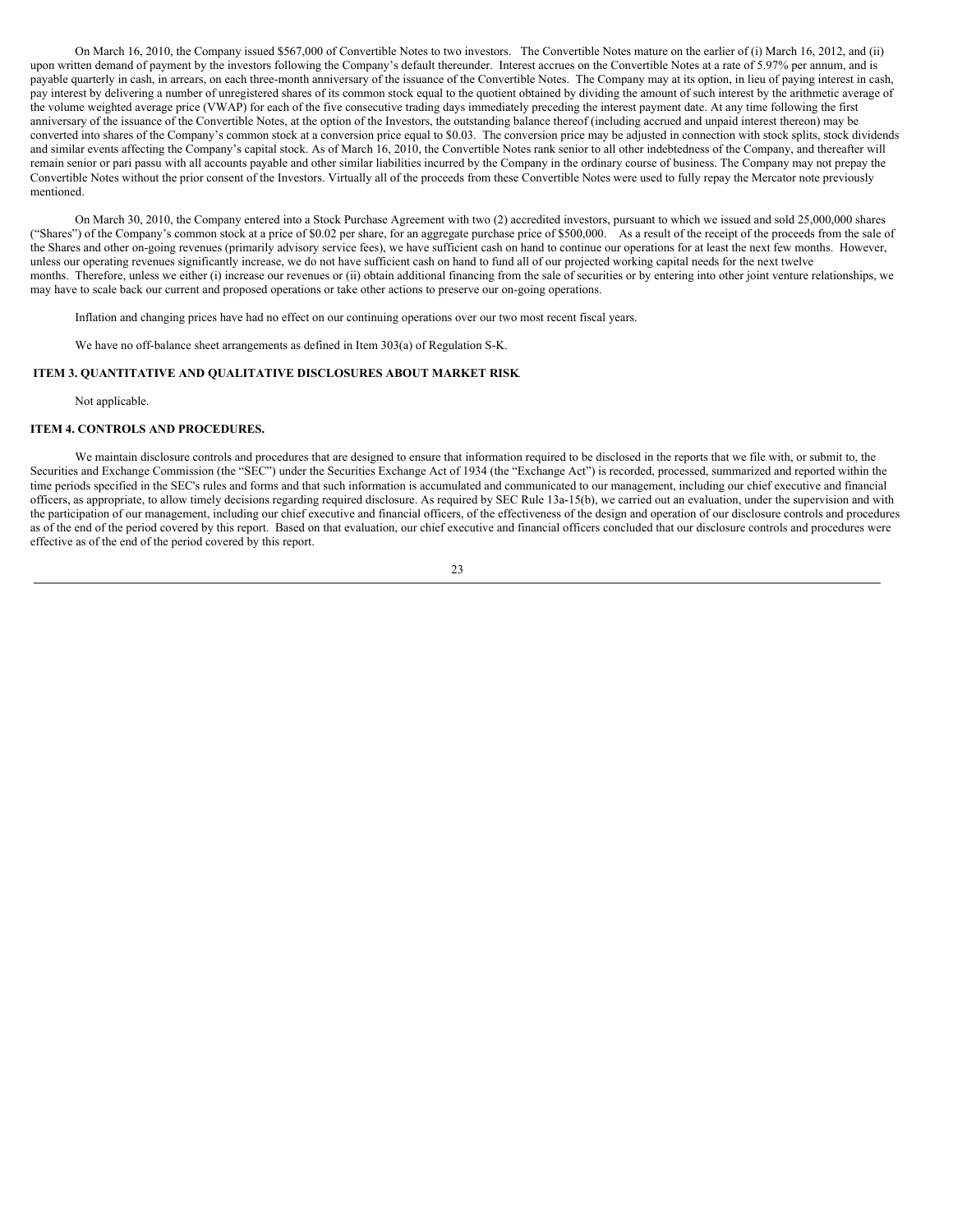On March 16, 2010, the Company issued $567,000 of Convertible Notes to two investors. The Convertible Notes mature on the earlier of (i) March 16, 2012, and (ii) upon written demand of payment by the investors following the Company's default thereunder. Interest accrues on the Convertible Notes at a rate of 5.97% per annum, and is payable quarterly in cash, in arrears, on each three-month anniversary of the issuance of the Convertible Notes. The Company may at its option, in lieu of paying interest in cash, pay interest by delivering a number of unregistered shares of its common stock equal to the quotient obtained by dividing the amount of such interest by the arithmetic average of the volume weighted average price (VWAP) for each of the five consecutive trading days immediately preceding the interest payment date. At any time following the first anniversary of the issuance of the Convertible Notes, at the option of the Investors, the outstanding balance thereof (including accrued and unpaid interest thereon) may be converted into shares of the Company's common stock at a conversion price equal to $0.03. The conversion price may be adjusted in connection with stock splits, stock dividends and similar events affecting the Company's capital stock. As of March 16, 2010, the Convertible Notes rank senior to all other indebtedness of the Company, and thereafter will remain senior or pari passu with all accounts payable and other similar liabilities incurred by the Company in the ordinary course of business. The Company may not prepay the Convertible Notes without the prior consent of the Investors. Virtually all of the proceeds from these Convertible Notes were used to fully repay the Mercator note previously mentioned.

On March 30, 2010, the Company entered into a Stock Purchase Agreement with two (2) accredited investors, pursuant to which we issued and sold 25,000,000 shares ("Shares") of the Company's common stock at a price of $0.02 per share, for an aggregate purchase price of $500,000. As a result of the receipt of the proceeds from the sale of the Shares and other on-going revenues (primarily advisory service fees), we have sufficient cash on hand to continue our operations for at least the next few months. However, unless our operating revenues significantly increase, we do not have sufficient cash on hand to fund all of our projected working capital needs for the next twelve months. Therefore, unless we either (i) increase our revenues or (ii) obtain additional financing from the sale of securities or by entering into other joint venture relationships, we may have to scale back our current and proposed operations or take other actions to preserve our on-going operations.

Inflation and changing prices have had no effect on our continuing operations over our two most recent fiscal years.

We have no off-balance sheet arrangements as defined in Item 303(a) of Regulation S-K.

## ITEM 3. QUANTITATIVE AND QUALITATIVE DISCLOSURES ABOUT MARKET RISK.

Not applicable.

## ITEM 4. CONTROLS AND PROCEDURES.

We maintain disclosure controls and procedures that are designed to ensure that information required to be disclosed in the reports that we file with, or submit to, the Securities and Exchange Commission (the "SEC") under the Securities Exchange Act of 1934 (the "Exchange Act") is recorded, processed, summarized and reported within the time periods specified in the SEC's rules and forms and that such information is accumulated and communicated to our management, including our chief executive and financial officers, as appropriate, to allow timely decisions regarding required disclosure. As required by SEC Rule 13a-15(b), we carried out an evaluation, under the supervision and with the participation of our management, including our chief executive and financial officers, of the effectiveness of the design and operation of our disclosure controls and procedures as of the end of the period covered by this report. Based on that evaluation, our chief executive and financial officers concluded that our disclosure controls and procedures were effective as of the end of the period covered by this report.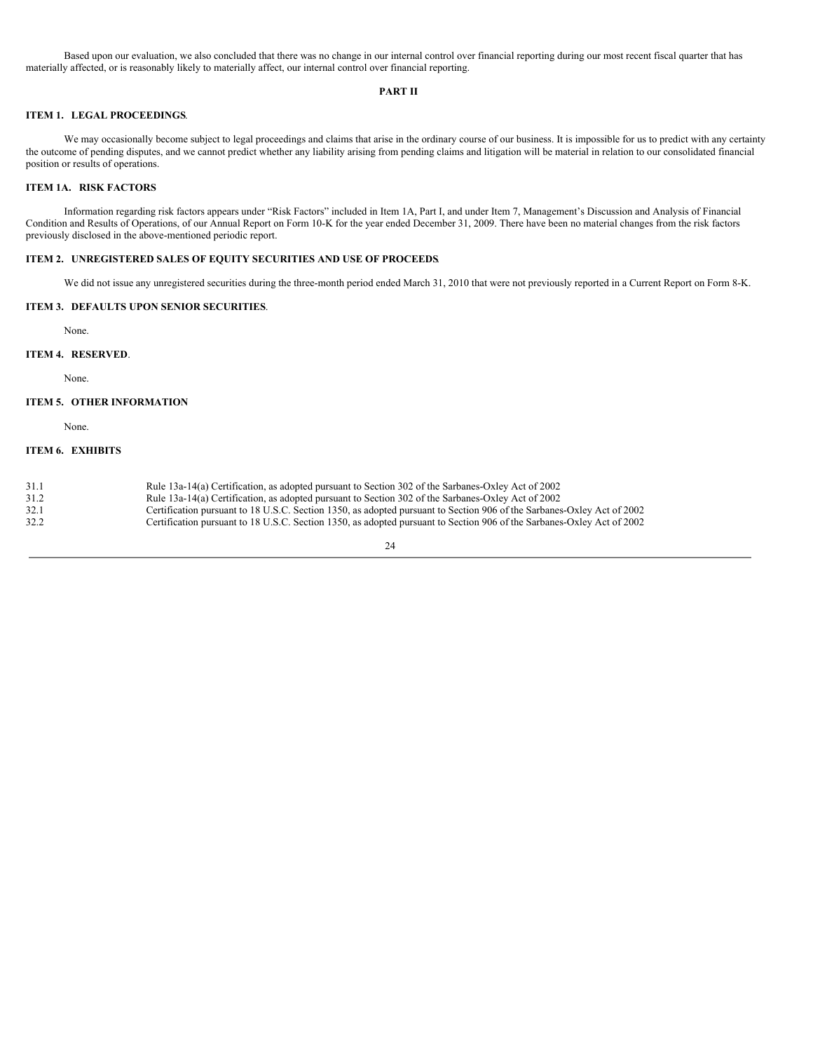Based upon our evaluation, we also concluded that there was no change in our internal control over financial reporting during our most recent fiscal quarter that has materially affected, or is reasonably likely to materially affect, our internal control over financial reporting.

## PART II

### ITEM 1. LEGAL PROCEEDINGS.

We may occasionally become subject to legal proceedings and claims that arise in the ordinary course of our business. It is impossible for us to predict with any certainty the outcome of pending disputes, and we cannot predict whether any liability arising from pending claims and litigation will be material in relation to our consolidated financial position or results of operations.

### ITEM 1A. RISK FACTORS

Information regarding risk factors appears under "Risk Factors" included in Item 1A, Part I, and under Item 7, Management's Discussion and Analysis of Financial Condition and Results of Operations, of our Annual Report on Form 10-K for the year ended December 31, 2009. There have been no material changes from the risk factors previously disclosed in the above-mentioned periodic report.

### ITEM 2. UNREGISTERED SALES OF EQUITY SECURITIES AND USE OF PROCEEDS.

We did not issue any unregistered securities during the three-month period ended March 31, 2010 that were not previously reported in a Current Report on Form 8-K.

### ITEM 3. DEFAULTS UPON SENIOR SECURITIES.

None.

### ITEM 4. RESERVED.

None.

### ITEM 5. OTHER INFORMATION

None.

### ITEM 6. EXHIBITS

| | |
|---|---|
| 31.1 | Rule 13a-14(a) Certification, as adopted pursuant to Section 302 of the Sarbanes-Oxley Act of 2002 |
| 31.2 | Rule 13a-14(a) Certification, as adopted pursuant to Section 302 of the Sarbanes-Oxley Act of 2002 |
| 32.1 | Certification pursuant to 18 U.S.C. Section 1350, as adopted pursuant to Section 906 of the Sarbanes-Oxley Act of 2002 |
| 32.2 | Certification pursuant to 18 U.S.C. Section 1350, as adopted pursuant to Section 906 of the Sarbanes-Oxley Act of 2002 |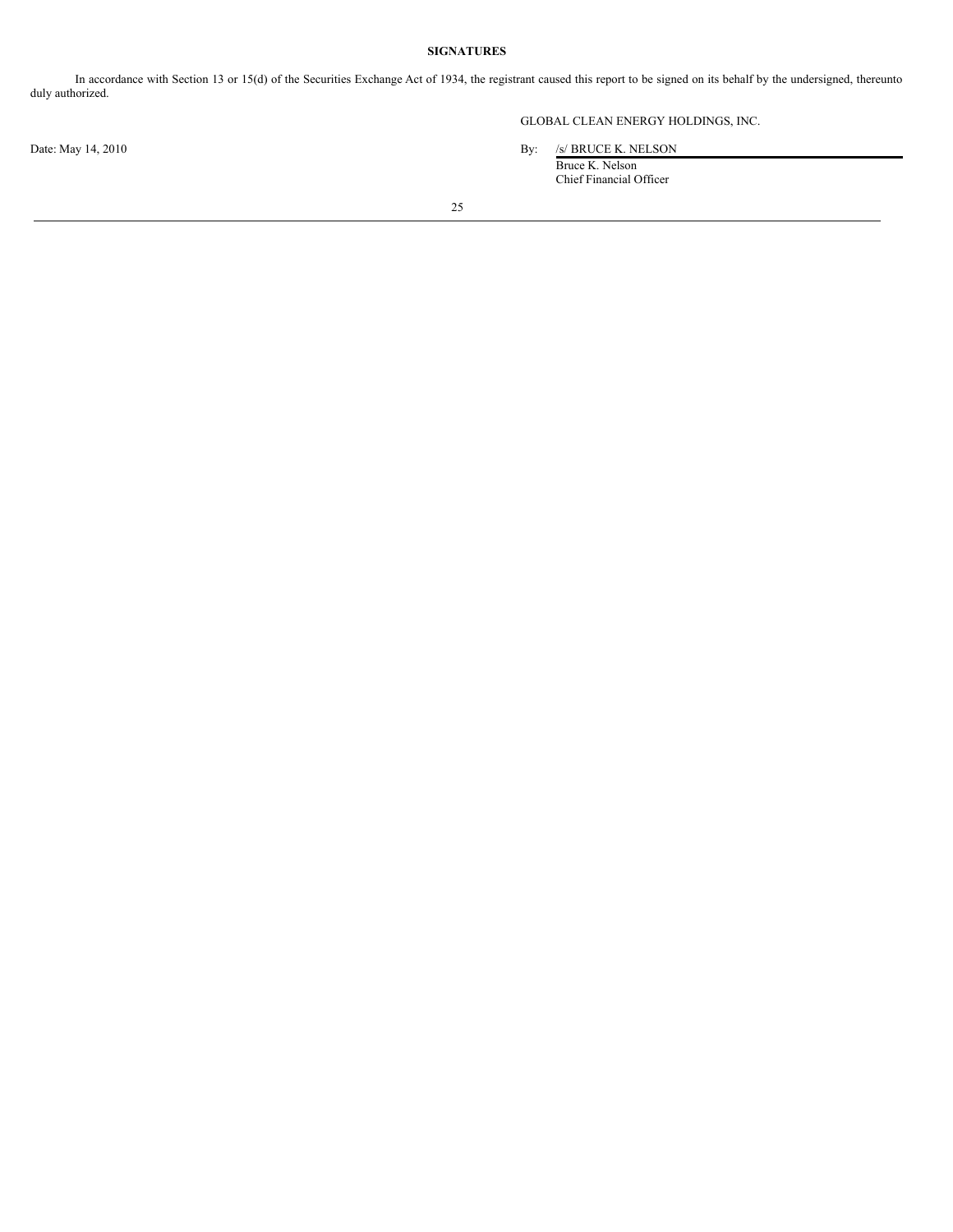**SIGNATURES**

In accordance with Section 13 or 15(d) of the Securities Exchange Act of 1934, the registrant caused this report to be signed on its behalf by the undersigned, thereunto duly authorized.

GLOBAL CLEAN ENERGY HOLDINGS, INC.

Date: May 14, 2010

By: /s/ BRUCE K. NELSON
Bruce K. Nelson
Chief Financial Officer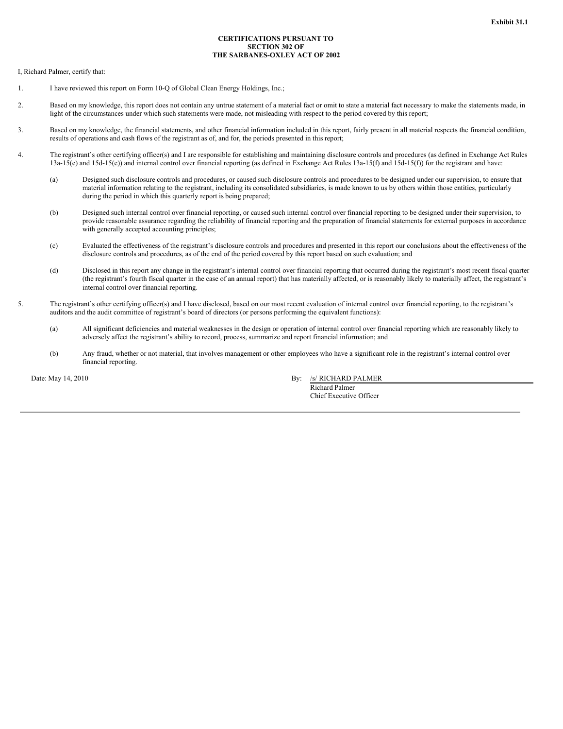**Exhibit 31.1**

**CERTIFICATIONS PURSUANT TO SECTION 302 OF THE SARBANES-OXLEY ACT OF 2002**

I, Richard Palmer, certify that:

1. I have reviewed this report on Form 10-Q of Global Clean Energy Holdings, Inc.;

2. Based on my knowledge, this report does not contain any untrue statement of a material fact or omit to state a material fact necessary to make the statements made, in light of the circumstances under which such statements were made, not misleading with respect to the period covered by this report;

3. Based on my knowledge, the financial statements, and other financial information included in this report, fairly present in all material respects the financial condition, results of operations and cash flows of the registrant as of, and for, the periods presented in this report;

4. The registrant's other certifying officer(s) and I are responsible for establishing and maintaining disclosure controls and procedures (as defined in Exchange Act Rules 13a-15(e) and 15d-15(e)) and internal control over financial reporting (as defined in Exchange Act Rules 13a-15(f) and 15d-15(f)) for the registrant and have:

   (a) Designed such disclosure controls and procedures, or caused such disclosure controls and procedures to be designed under our supervision, to ensure that material information relating to the registrant, including its consolidated subsidiaries, is made known to us by others within those entities, particularly during the period in which this quarterly report is being prepared;

   (b) Designed such internal control over financial reporting, or caused such internal control over financial reporting to be designed under their supervision, to provide reasonable assurance regarding the reliability of financial reporting and the preparation of financial statements for external purposes in accordance with generally accepted accounting principles;

   (c) Evaluated the effectiveness of the registrant's disclosure controls and procedures and presented in this report our conclusions about the effectiveness of the disclosure controls and procedures, as of the end of the period covered by this report based on such evaluation; and

   (d) Disclosed in this report any change in the registrant's internal control over financial reporting that occurred during the registrant's most recent fiscal quarter (the registrant's fourth fiscal quarter in the case of an annual report) that has materially affected, or is reasonably likely to materially affect, the registrant's internal control over financial reporting.

5. The registrant's other certifying officer(s) and I have disclosed, based on our most recent evaluation of internal control over financial reporting, to the registrant's auditors and the audit committee of registrant's board of directors (or persons performing the equivalent functions):

   (a) All significant deficiencies and material weaknesses in the design or operation of internal control over financial reporting which are reasonably likely to adversely affect the registrant's ability to record, process, summarize and report financial information; and

   (b) Any fraud, whether or not material, that involves management or other employees who have a significant role in the registrant's internal control over financial reporting.

Date: May 14, 2010

By: /s/ RICHARD PALMER
Richard Palmer
Chief Executive Officer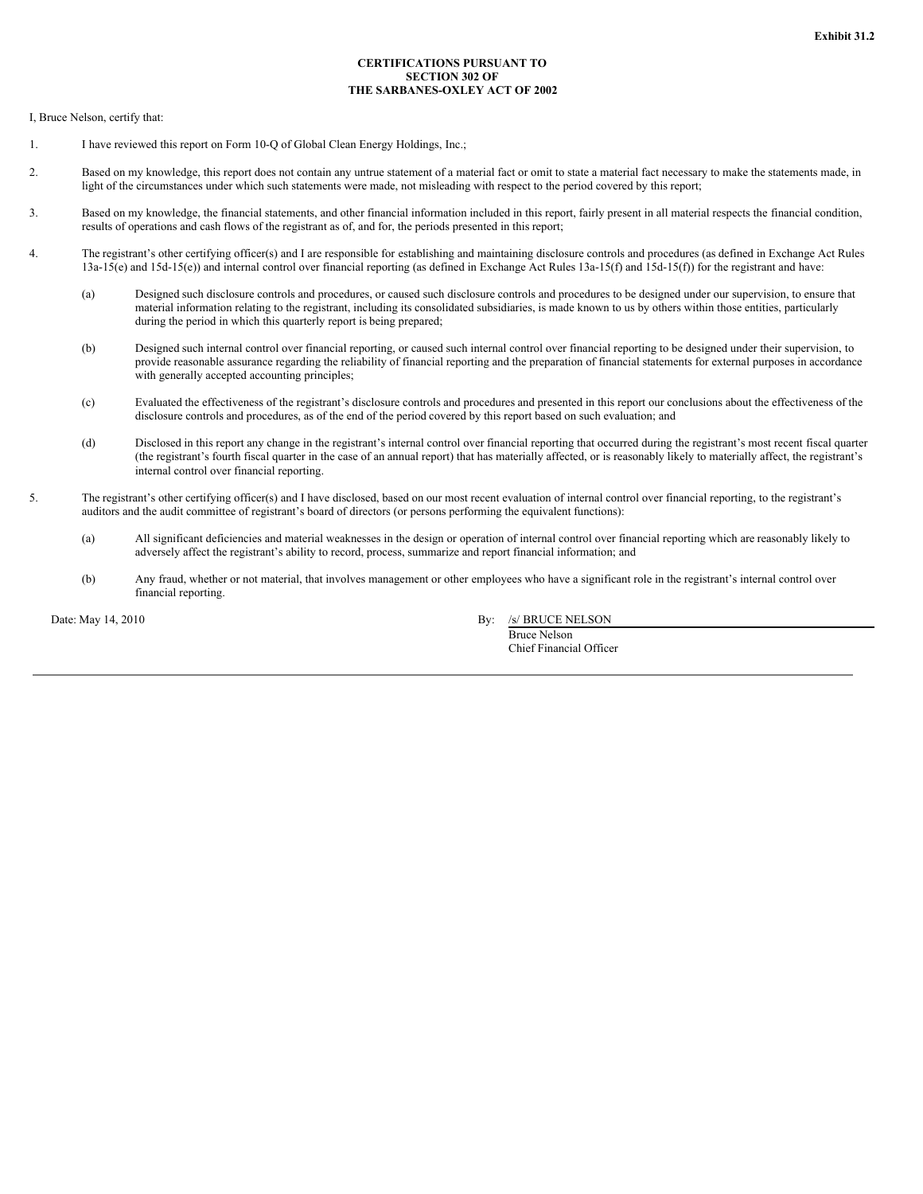**Exhibit 31.2**

**CERTIFICATIONS PURSUANT TO
SECTION 302 OF
THE SARBANES-OXLEY ACT OF 2002**

I, Bruce Nelson, certify that:

1. I have reviewed this report on Form 10-Q of Global Clean Energy Holdings, Inc.;

2. Based on my knowledge, this report does not contain any untrue statement of a material fact or omit to state a material fact necessary to make the statements made, in light of the circumstances under which such statements were made, not misleading with respect to the period covered by this report;

3. Based on my knowledge, the financial statements, and other financial information included in this report, fairly present in all material respects the financial condition, results of operations and cash flows of the registrant as of, and for, the periods presented in this report;

4. The registrant's other certifying officer(s) and I are responsible for establishing and maintaining disclosure controls and procedures (as defined in Exchange Act Rules 13a-15(e) and 15d-15(e)) and internal control over financial reporting (as defined in Exchange Act Rules 13a-15(f) and 15d-15(f)) for the registrant and have:

   (a) Designed such disclosure controls and procedures, or caused such disclosure controls and procedures to be designed under our supervision, to ensure that material information relating to the registrant, including its consolidated subsidiaries, is made known to us by others within those entities, particularly during the period in which this quarterly report is being prepared;

   (b) Designed such internal control over financial reporting, or caused such internal control over financial reporting to be designed under their supervision, to provide reasonable assurance regarding the reliability of financial reporting and the preparation of financial statements for external purposes in accordance with generally accepted accounting principles;

   (c) Evaluated the effectiveness of the registrant's disclosure controls and procedures and presented in this report our conclusions about the effectiveness of the disclosure controls and procedures, as of the end of the period covered by this report based on such evaluation; and

   (d) Disclosed in this report any change in the registrant's internal control over financial reporting that occurred during the registrant's most recent fiscal quarter (the registrant's fourth fiscal quarter in the case of an annual report) that has materially affected, or is reasonably likely to materially affect, the registrant's internal control over financial reporting.

5. The registrant's other certifying officer(s) and I have disclosed, based on our most recent evaluation of internal control over financial reporting, to the registrant's auditors and the audit committee of registrant's board of directors (or persons performing the equivalent functions):

   (a) All significant deficiencies and material weaknesses in the design or operation of internal control over financial reporting which are reasonably likely to adversely affect the registrant's ability to record, process, summarize and report financial information; and

   (b) Any fraud, whether or not material, that involves management or other employees who have a significant role in the registrant's internal control over financial reporting.

Date: May 14, 2010

By: /s/ BRUCE NELSON
Bruce Nelson
Chief Financial Officer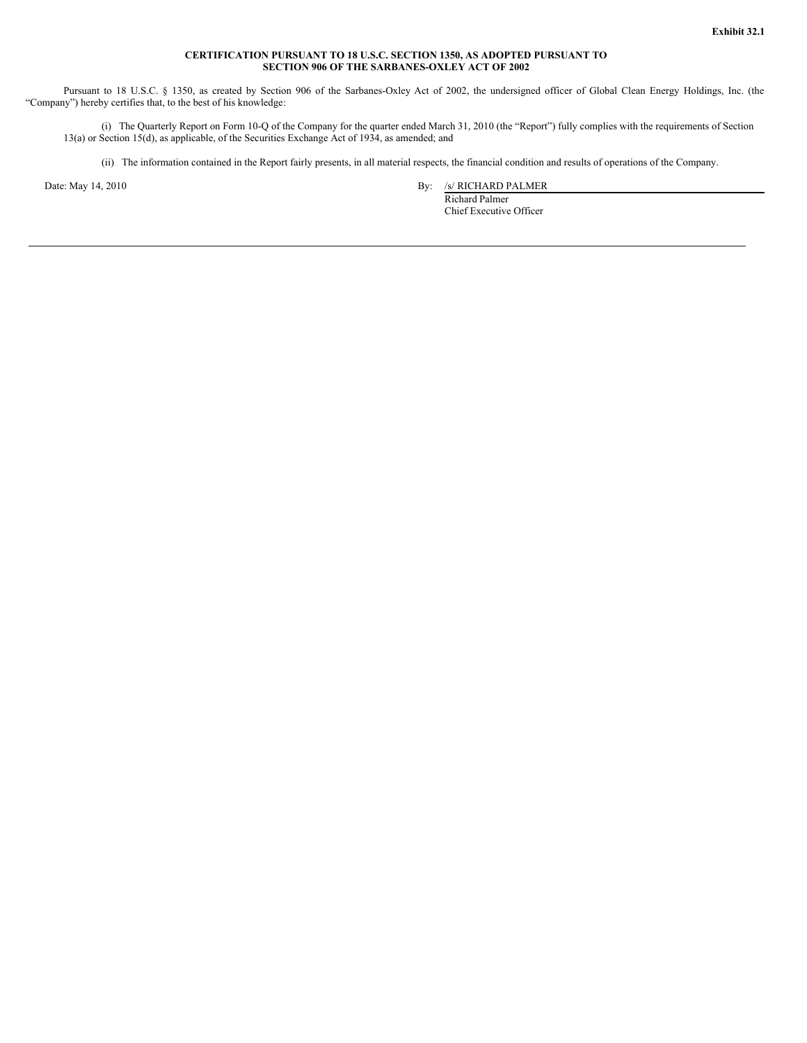**Exhibit 32.1**

**CERTIFICATION PURSUANT TO 18 U.S.C. SECTION 1350, AS ADOPTED PURSUANT TO SECTION 906 OF THE SARBANES-OXLEY ACT OF 2002**

Pursuant to 18 U.S.C. § 1350, as created by Section 906 of the Sarbanes-Oxley Act of 2002, the undersigned officer of Global Clean Energy Holdings, Inc. (the "Company") hereby certifies that, to the best of his knowledge:

(i) The Quarterly Report on Form 10-Q of the Company for the quarter ended March 31, 2010 (the "Report") fully complies with the requirements of Section 13(a) or Section 15(d), as applicable, of the Securities Exchange Act of 1934, as amended; and

(ii) The information contained in the Report fairly presents, in all material respects, the financial condition and results of operations of the Company.

Date: May 14, 2010

By: /s/ RICHARD PALMER
Richard Palmer
Chief Executive Officer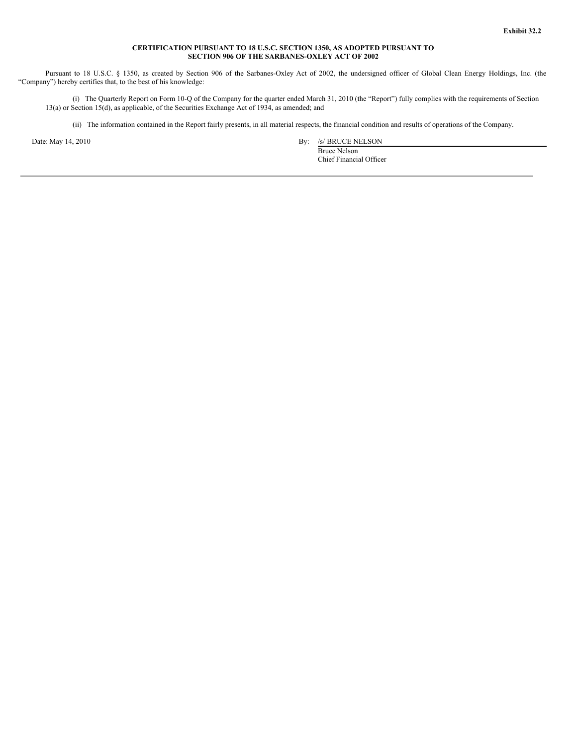**Exhibit 32.2**

**CERTIFICATION PURSUANT TO 18 U.S.C. SECTION 1350, AS ADOPTED PURSUANT TO SECTION 906 OF THE SARBANES-OXLEY ACT OF 2002**

Pursuant to 18 U.S.C. § 1350, as created by Section 906 of the Sarbanes-Oxley Act of 2002, the undersigned officer of Global Clean Energy Holdings, Inc. (the "Company") hereby certifies that, to the best of his knowledge:

(i) The Quarterly Report on Form 10-Q of the Company for the quarter ended March 31, 2010 (the "Report") fully complies with the requirements of Section 13(a) or Section 15(d), as applicable, of the Securities Exchange Act of 1934, as amended; and

(ii) The information contained in the Report fairly presents, in all material respects, the financial condition and results of operations of the Company.

Date: May 14, 2010

By: /s/ BRUCE NELSON
Bruce Nelson
Chief Financial Officer